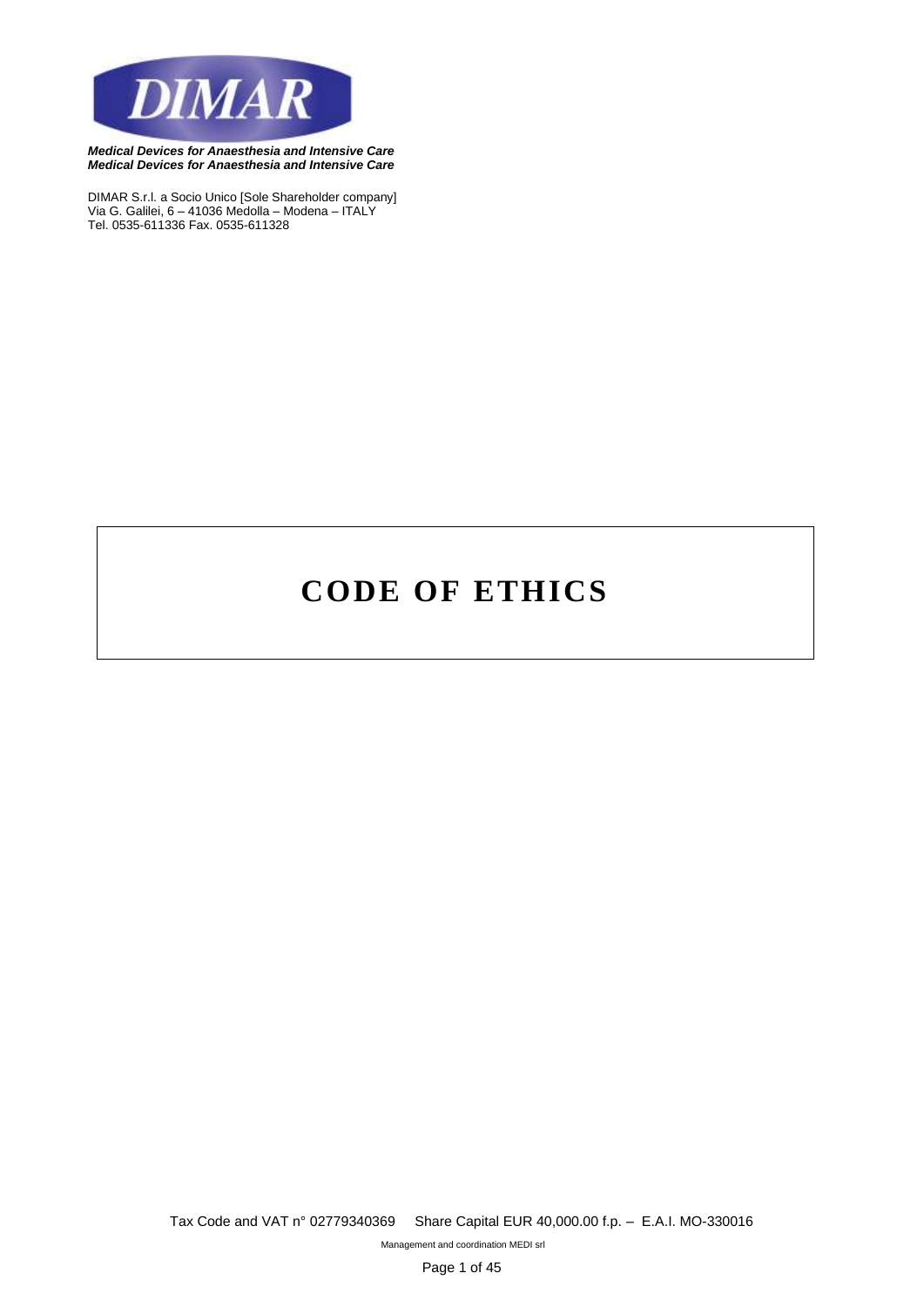DIMAR

***Medical Devices for Anaesthesia and Intensive Care***
***Medical Devices for Anaesthesia and Intensive Care***

DIMAR S.r.l. a Socio Unico [Sole Shareholder company]
Via G. Galilei, 6 – 41036 Medolla – Modena – ITALY
Tel. 0535-611336 Fax. 0535-611328

# CODE OF ETHICS

Tax Code and VAT n° 02779340369 Share Capital EUR 40,000.00 f.p. – E.A.I. MO-330016

Management and coordination MEDI srl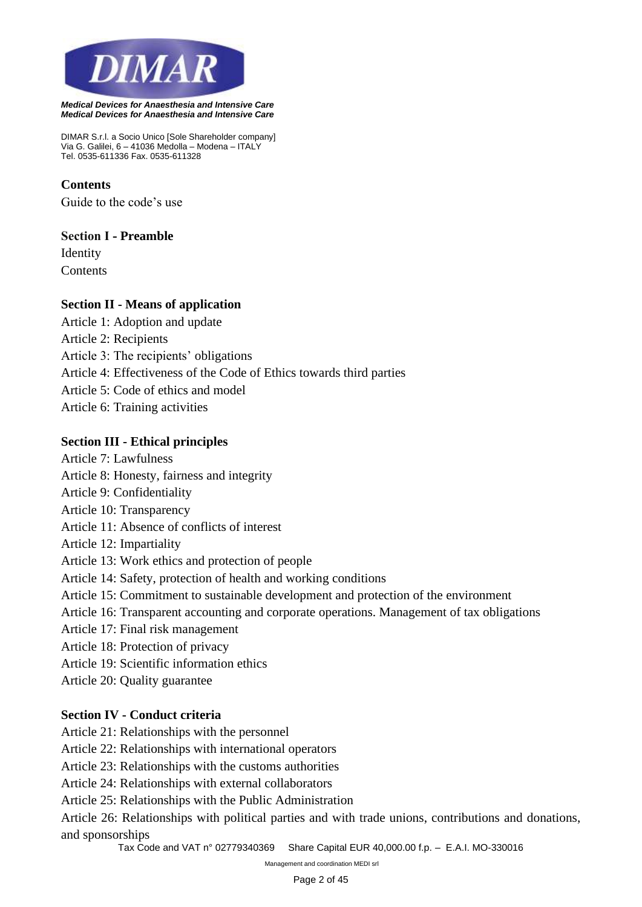## Contents

Guide to the code's use

### Section I - Preamble

Identity

Contents

### Section II - Means of application

Article 1: Adoption and update

Article 2: Recipients

Article 3: The recipients' obligations

Article 4: Effectiveness of the Code of Ethics towards third parties

Article 5: Code of ethics and model

Article 6: Training activities

### Section III - Ethical principles

Article 7: Lawfulness

Article 8: Honesty, fairness and integrity

Article 9: Confidentiality

Article 10: Transparency

Article 11: Absence of conflicts of interest

Article 12: Impartiality

Article 13: Work ethics and protection of people

Article 14: Safety, protection of health and working conditions

Article 15: Commitment to sustainable development and protection of the environment

Article 16: Transparent accounting and corporate operations. Management of tax obligations

Article 17: Final risk management

Article 18: Protection of privacy

Article 19: Scientific information ethics

Article 20: Quality guarantee

### Section IV - Conduct criteria

Article 21: Relationships with the personnel

Article 22: Relationships with international operators

Article 23: Relationships with the customs authorities

Article 24: Relationships with external collaborators

Article 25: Relationships with the Public Administration

Article 26: Relationships with political parties and with trade unions, contributions and donations, and sponsorships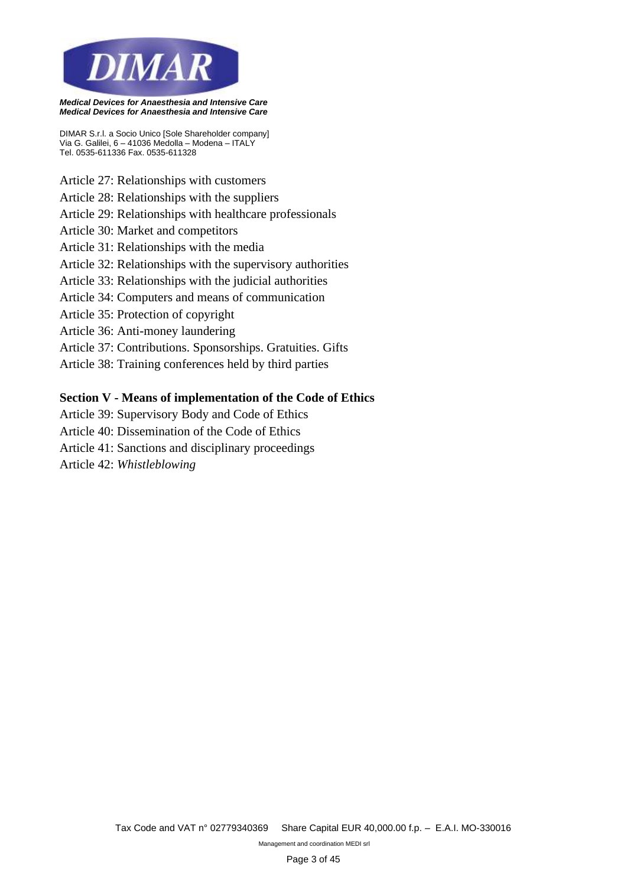Article 27: Relationships with customers

Article 28: Relationships with the suppliers

Article 29: Relationships with healthcare professionals

Article 30: Market and competitors

Article 31: Relationships with the media

Article 32: Relationships with the supervisory authorities

Article 33: Relationships with the judicial authorities

Article 34: Computers and means of communication

Article 35: Protection of copyright

Article 36: Anti-money laundering

Article 37: Contributions. Sponsorships. Gratuities. Gifts

Article 38: Training conferences held by third parties

**Section V - Means of implementation of the Code of Ethics**

Article 39: Supervisory Body and Code of Ethics

Article 40: Dissemination of the Code of Ethics

Article 41: Sanctions and disciplinary proceedings

Article 42: *Whistleblowing*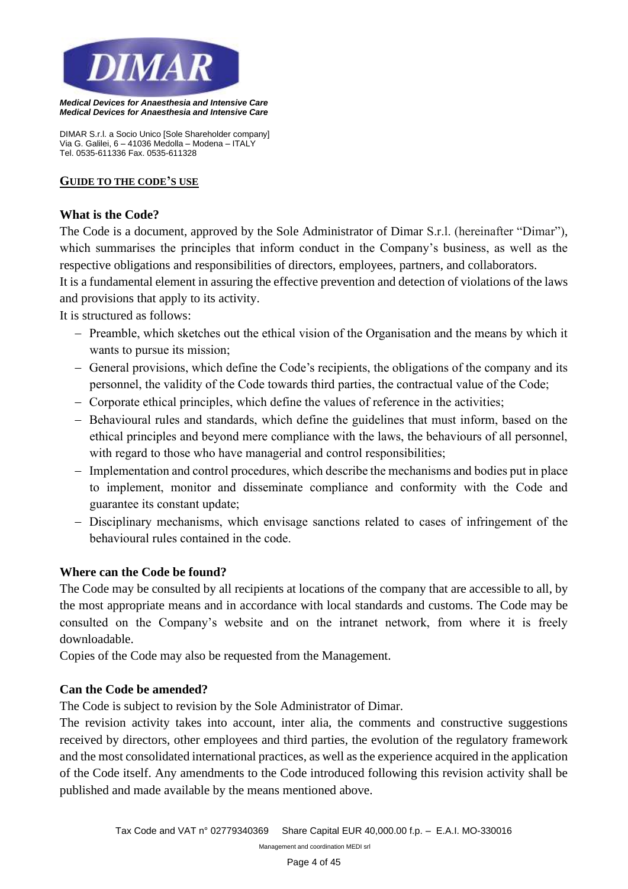## GUIDE TO THE CODE'S USE

### What is the Code?

The Code is a document, approved by the Sole Administrator of Dimar S.r.l. (hereinafter "Dimar"), which summarises the principles that inform conduct in the Company's business, as well as the respective obligations and responsibilities of directors, employees, partners, and collaborators.

It is a fundamental element in assuring the effective prevention and detection of violations of the laws and provisions that apply to its activity.

It is structured as follows:

- Preamble, which sketches out the ethical vision of the Organisation and the means by which it wants to pursue its mission;
- General provisions, which define the Code's recipients, the obligations of the company and its personnel, the validity of the Code towards third parties, the contractual value of the Code;
- Corporate ethical principles, which define the values of reference in the activities;
- Behavioural rules and standards, which define the guidelines that must inform, based on the ethical principles and beyond mere compliance with the laws, the behaviours of all personnel, with regard to those who have managerial and control responsibilities;
- Implementation and control procedures, which describe the mechanisms and bodies put in place to implement, monitor and disseminate compliance and conformity with the Code and guarantee its constant update;
- Disciplinary mechanisms, which envisage sanctions related to cases of infringement of the behavioural rules contained in the code.

### Where can the Code be found?

The Code may be consulted by all recipients at locations of the company that are accessible to all, by the most appropriate means and in accordance with local standards and customs. The Code may be consulted on the Company's website and on the intranet network, from where it is freely downloadable.

Copies of the Code may also be requested from the Management.

### Can the Code be amended?

The Code is subject to revision by the Sole Administrator of Dimar.

The revision activity takes into account, inter alia, the comments and constructive suggestions received by directors, other employees and third parties, the evolution of the regulatory framework and the most consolidated international practices, as well as the experience acquired in the application of the Code itself. Any amendments to the Code introduced following this revision activity shall be published and made available by the means mentioned above.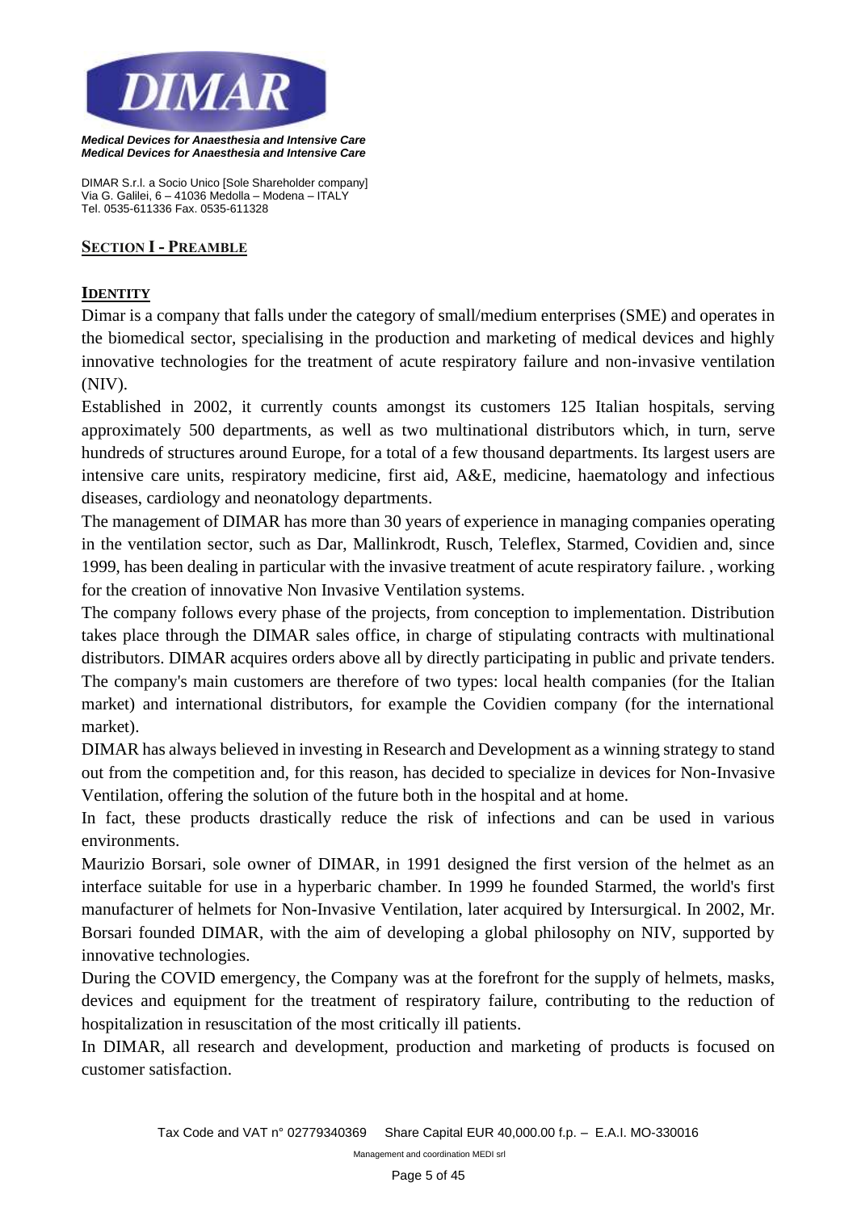## SECTION I - PREAMBLE

### IDENTITY

Dimar is a company that falls under the category of small/medium enterprises (SME) and operates in the biomedical sector, specialising in the production and marketing of medical devices and highly innovative technologies for the treatment of acute respiratory failure and non-invasive ventilation (NIV).

Established in 2002, it currently counts amongst its customers 125 Italian hospitals, serving approximately 500 departments, as well as two multinational distributors which, in turn, serve hundreds of structures around Europe, for a total of a few thousand departments. Its largest users are intensive care units, respiratory medicine, first aid, A&E, medicine, haematology and infectious diseases, cardiology and neonatology departments.

The management of DIMAR has more than 30 years of experience in managing companies operating in the ventilation sector, such as Dar, Mallinkrodt, Rusch, Teleflex, Starmed, Covidien and, since 1999, has been dealing in particular with the invasive treatment of acute respiratory failure. , working for the creation of innovative Non Invasive Ventilation systems.

The company follows every phase of the projects, from conception to implementation. Distribution takes place through the DIMAR sales office, in charge of stipulating contracts with multinational distributors. DIMAR acquires orders above all by directly participating in public and private tenders. The company's main customers are therefore of two types: local health companies (for the Italian market) and international distributors, for example the Covidien company (for the international market).

DIMAR has always believed in investing in Research and Development as a winning strategy to stand out from the competition and, for this reason, has decided to specialize in devices for Non-Invasive Ventilation, offering the solution of the future both in the hospital and at home.

In fact, these products drastically reduce the risk of infections and can be used in various environments.

Maurizio Borsari, sole owner of DIMAR, in 1991 designed the first version of the helmet as an interface suitable for use in a hyperbaric chamber. In 1999 he founded Starmed, the world's first manufacturer of helmets for Non-Invasive Ventilation, later acquired by Intersurgical. In 2002, Mr. Borsari founded DIMAR, with the aim of developing a global philosophy on NIV, supported by innovative technologies.

During the COVID emergency, the Company was at the forefront for the supply of helmets, masks, devices and equipment for the treatment of respiratory failure, contributing to the reduction of hospitalization in resuscitation of the most critically ill patients.

In DIMAR, all research and development, production and marketing of products is focused on customer satisfaction.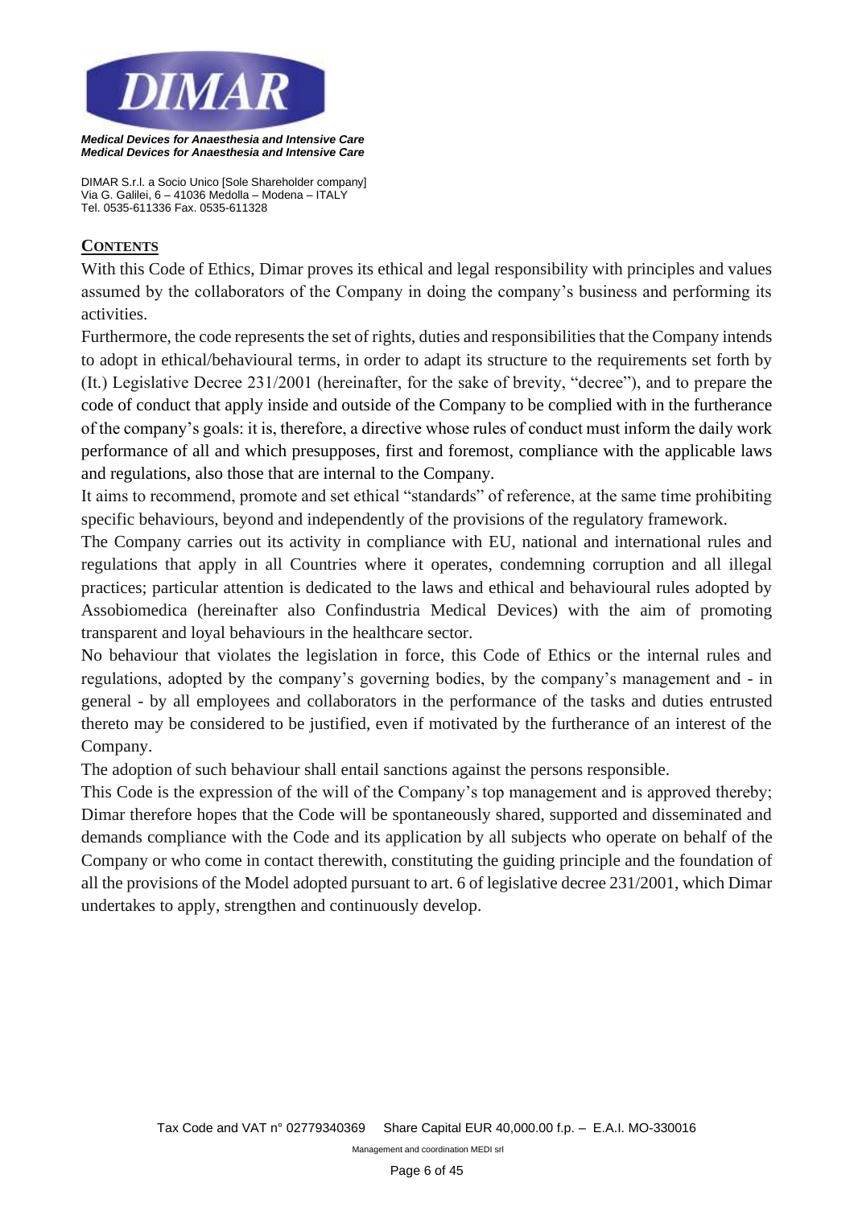## CONTENTS

With this Code of Ethics, Dimar proves its ethical and legal responsibility with principles and values assumed by the collaborators of the Company in doing the company's business and performing its activities.

Furthermore, the code represents the set of rights, duties and responsibilities that the Company intends to adopt in ethical/behavioural terms, in order to adapt its structure to the requirements set forth by (It.) Legislative Decree 231/2001 (hereinafter, for the sake of brevity, "decree"), and to prepare the code of conduct that apply inside and outside of the Company to be complied with in the furtherance of the company's goals: it is, therefore, a directive whose rules of conduct must inform the daily work performance of all and which presupposes, first and foremost, compliance with the applicable laws and regulations, also those that are internal to the Company.

It aims to recommend, promote and set ethical "standards" of reference, at the same time prohibiting specific behaviours, beyond and independently of the provisions of the regulatory framework.

The Company carries out its activity in compliance with EU, national and international rules and regulations that apply in all Countries where it operates, condemning corruption and all illegal practices; particular attention is dedicated to the laws and ethical and behavioural rules adopted by Assobiomedica (hereinafter also Confindustria Medical Devices) with the aim of promoting transparent and loyal behaviours in the healthcare sector.

No behaviour that violates the legislation in force, this Code of Ethics or the internal rules and regulations, adopted by the company's governing bodies, by the company's management and - in general - by all employees and collaborators in the performance of the tasks and duties entrusted thereto may be considered to be justified, even if motivated by the furtherance of an interest of the Company.

The adoption of such behaviour shall entail sanctions against the persons responsible.

This Code is the expression of the will of the Company's top management and is approved thereby; Dimar therefore hopes that the Code will be spontaneously shared, supported and disseminated and demands compliance with the Code and its application by all subjects who operate on behalf of the Company or who come in contact therewith, constituting the guiding principle and the foundation of all the provisions of the Model adopted pursuant to art. 6 of legislative decree 231/2001, which Dimar undertakes to apply, strengthen and continuously develop.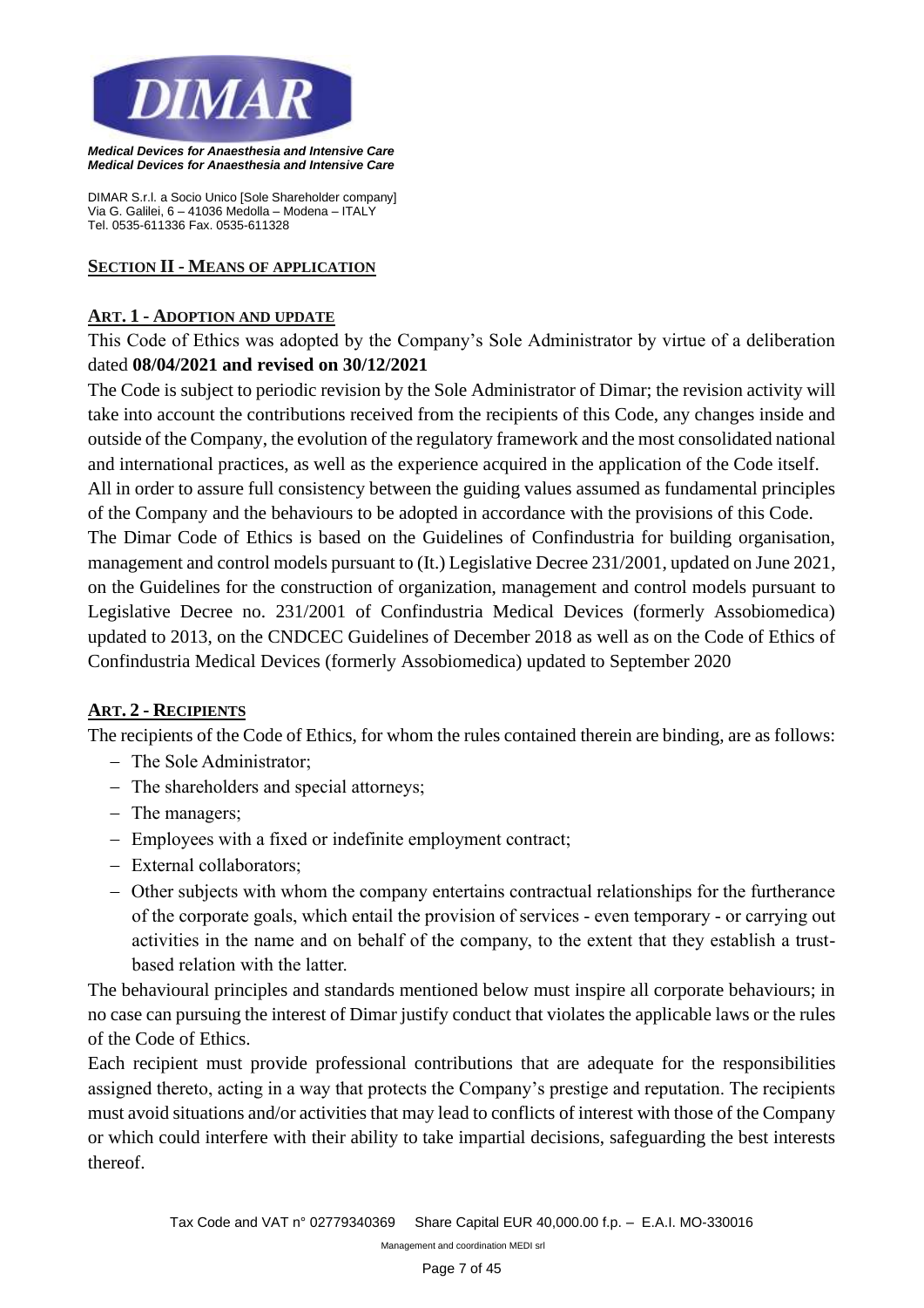## SECTION II - MEANS OF APPLICATION

### ART. 1 - ADOPTION AND UPDATE

This Code of Ethics was adopted by the Company's Sole Administrator by virtue of a deliberation dated **08/04/2021 and revised on 30/12/2021**

The Code is subject to periodic revision by the Sole Administrator of Dimar; the revision activity will take into account the contributions received from the recipients of this Code, any changes inside and outside of the Company, the evolution of the regulatory framework and the most consolidated national and international practices, as well as the experience acquired in the application of the Code itself.

All in order to assure full consistency between the guiding values assumed as fundamental principles of the Company and the behaviours to be adopted in accordance with the provisions of this Code.

The Dimar Code of Ethics is based on the Guidelines of Confindustria for building organisation, management and control models pursuant to (It.) Legislative Decree 231/2001, updated on June 2021, on the Guidelines for the construction of organization, management and control models pursuant to Legislative Decree no. 231/2001 of Confindustria Medical Devices (formerly Assobiomedica) updated to 2013, on the CNDCEC Guidelines of December 2018 as well as on the Code of Ethics of Confindustria Medical Devices (formerly Assobiomedica) updated to September 2020

### ART. 2 - RECIPIENTS

The recipients of the Code of Ethics, for whom the rules contained therein are binding, are as follows:

- The Sole Administrator;
- The shareholders and special attorneys;
- The managers;
- Employees with a fixed or indefinite employment contract;
- External collaborators;
- Other subjects with whom the company entertains contractual relationships for the furtherance of the corporate goals, which entail the provision of services - even temporary - or carrying out activities in the name and on behalf of the company, to the extent that they establish a trust-based relation with the latter.

The behavioural principles and standards mentioned below must inspire all corporate behaviours; in no case can pursuing the interest of Dimar justify conduct that violates the applicable laws or the rules of the Code of Ethics.

Each recipient must provide professional contributions that are adequate for the responsibilities assigned thereto, acting in a way that protects the Company's prestige and reputation. The recipients must avoid situations and/or activities that may lead to conflicts of interest with those of the Company or which could interfere with their ability to take impartial decisions, safeguarding the best interests thereof.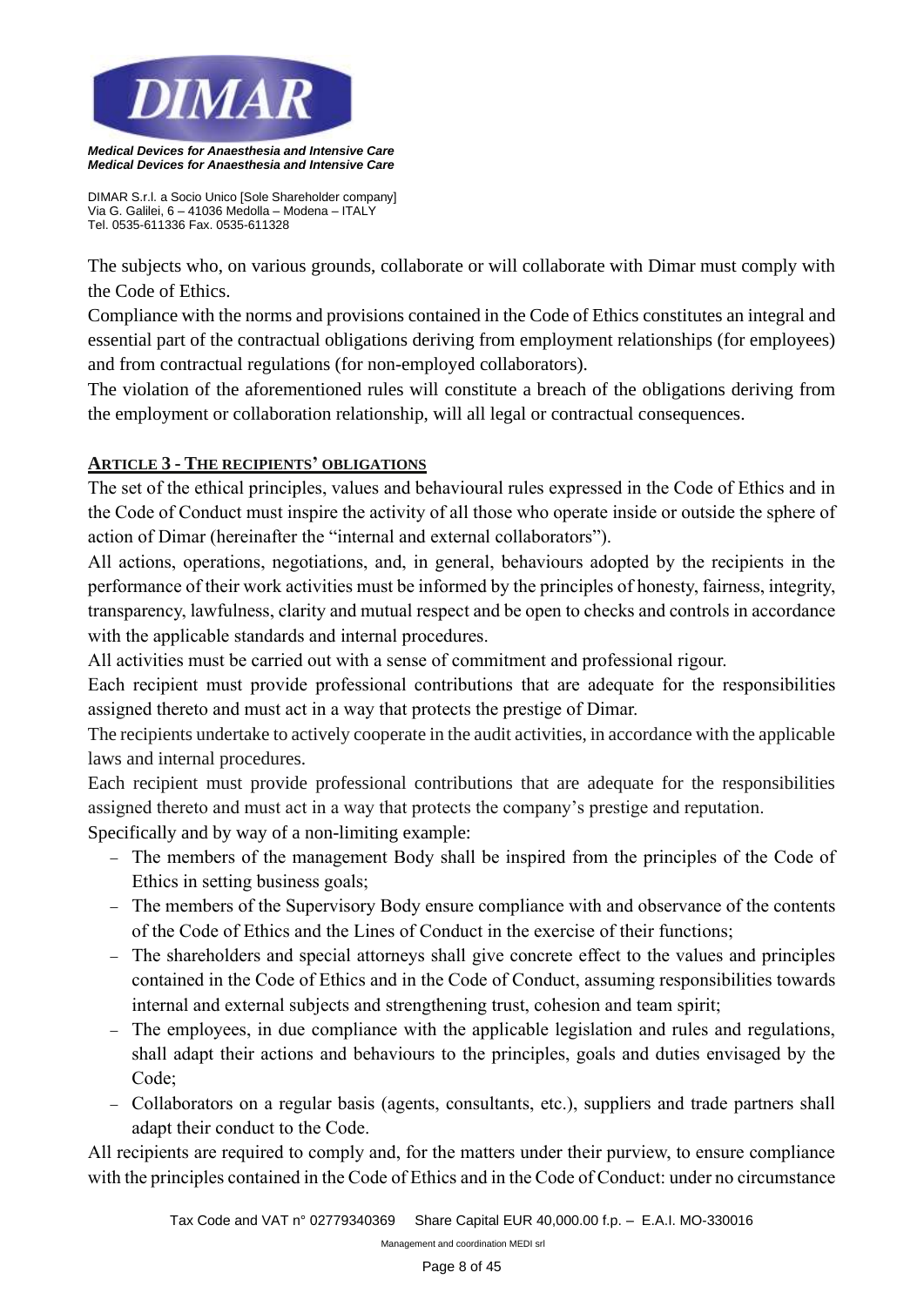The subjects who, on various grounds, collaborate or will collaborate with Dimar must comply with the Code of Ethics.

Compliance with the norms and provisions contained in the Code of Ethics constitutes an integral and essential part of the contractual obligations deriving from employment relationships (for employees) and from contractual regulations (for non-employed collaborators).

The violation of the aforementioned rules will constitute a breach of the obligations deriving from the employment or collaboration relationship, will all legal or contractual consequences.

## **ARTICLE 3 - THE RECIPIENTS' OBLIGATIONS**

The set of the ethical principles, values and behavioural rules expressed in the Code of Ethics and in the Code of Conduct must inspire the activity of all those who operate inside or outside the sphere of action of Dimar (hereinafter the "internal and external collaborators").

All actions, operations, negotiations, and, in general, behaviours adopted by the recipients in the performance of their work activities must be informed by the principles of honesty, fairness, integrity, transparency, lawfulness, clarity and mutual respect and be open to checks and controls in accordance with the applicable standards and internal procedures.

All activities must be carried out with a sense of commitment and professional rigour.

Each recipient must provide professional contributions that are adequate for the responsibilities assigned thereto and must act in a way that protects the prestige of Dimar.

The recipients undertake to actively cooperate in the audit activities, in accordance with the applicable laws and internal procedures.

Each recipient must provide professional contributions that are adequate for the responsibilities assigned thereto and must act in a way that protects the company's prestige and reputation.

Specifically and by way of a non-limiting example:

- The members of the management Body shall be inspired from the principles of the Code of Ethics in setting business goals;
- The members of the Supervisory Body ensure compliance with and observance of the contents of the Code of Ethics and the Lines of Conduct in the exercise of their functions;
- The shareholders and special attorneys shall give concrete effect to the values and principles contained in the Code of Ethics and in the Code of Conduct, assuming responsibilities towards internal and external subjects and strengthening trust, cohesion and team spirit;
- The employees, in due compliance with the applicable legislation and rules and regulations, shall adapt their actions and behaviours to the principles, goals and duties envisaged by the Code;
- Collaborators on a regular basis (agents, consultants, etc.), suppliers and trade partners shall adapt their conduct to the Code.

All recipients are required to comply and, for the matters under their purview, to ensure compliance with the principles contained in the Code of Ethics and in the Code of Conduct: under no circumstance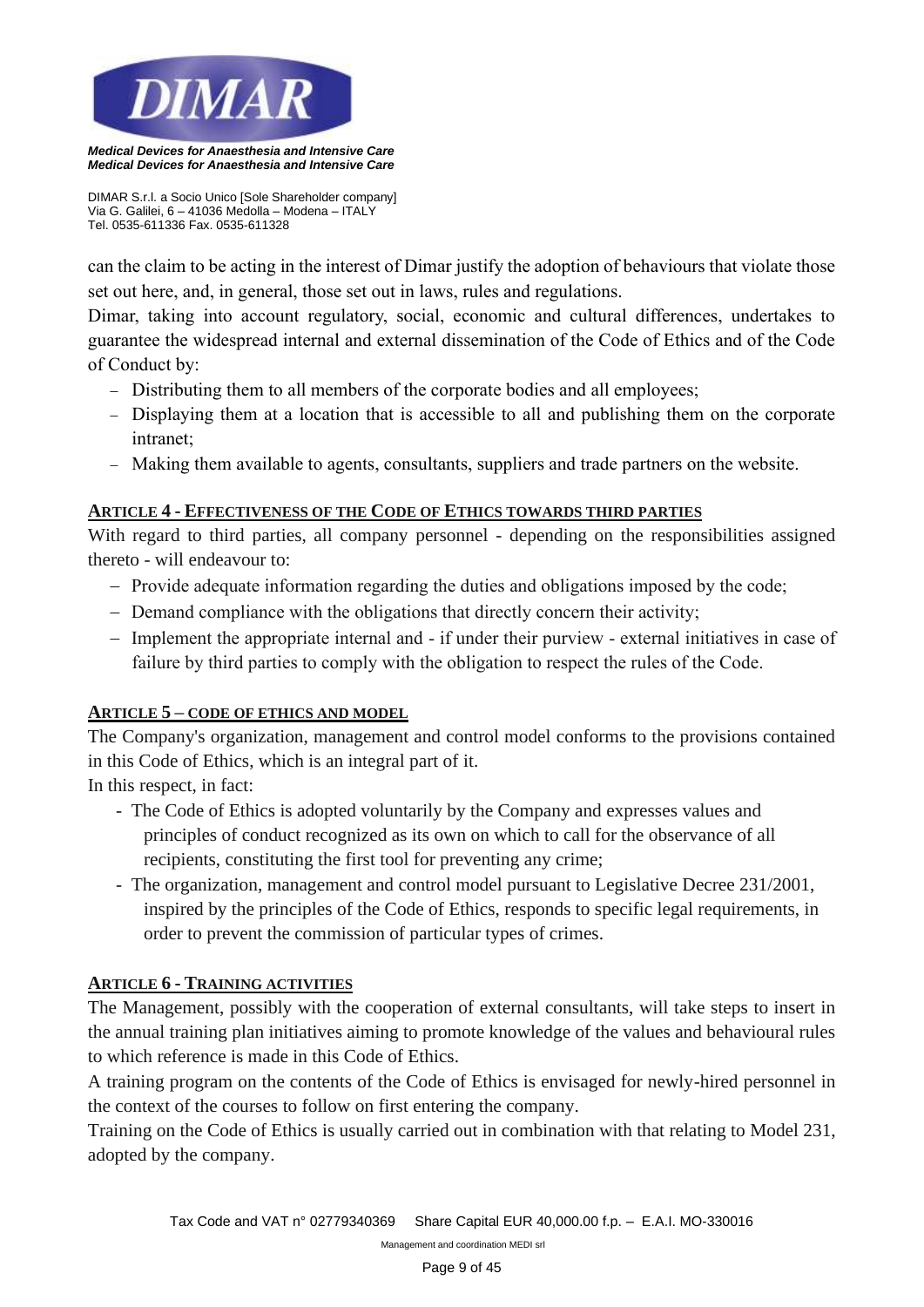can the claim to be acting in the interest of Dimar justify the adoption of behaviours that violate those set out here, and, in general, those set out in laws, rules and regulations.

Dimar, taking into account regulatory, social, economic and cultural differences, undertakes to guarantee the widespread internal and external dissemination of the Code of Ethics and of the Code of Conduct by:

- Distributing them to all members of the corporate bodies and all employees;
- Displaying them at a location that is accessible to all and publishing them on the corporate intranet;
- Making them available to agents, consultants, suppliers and trade partners on the website.

## ARTICLE 4 - EFFECTIVENESS OF THE CODE OF ETHICS TOWARDS THIRD PARTIES

With regard to third parties, all company personnel - depending on the responsibilities assigned thereto - will endeavour to:

- Provide adequate information regarding the duties and obligations imposed by the code;
- Demand compliance with the obligations that directly concern their activity;
- Implement the appropriate internal and - if under their purview - external initiatives in case of failure by third parties to comply with the obligation to respect the rules of the Code.

## ARTICLE 5 – CODE OF ETHICS AND MODEL

The Company's organization, management and control model conforms to the provisions contained in this Code of Ethics, which is an integral part of it.

In this respect, in fact:

- The Code of Ethics is adopted voluntarily by the Company and expresses values and principles of conduct recognized as its own on which to call for the observance of all recipients, constituting the first tool for preventing any crime;
- The organization, management and control model pursuant to Legislative Decree 231/2001, inspired by the principles of the Code of Ethics, responds to specific legal requirements, in order to prevent the commission of particular types of crimes.

## ARTICLE 6 - TRAINING ACTIVITIES

The Management, possibly with the cooperation of external consultants, will take steps to insert in the annual training plan initiatives aiming to promote knowledge of the values and behavioural rules to which reference is made in this Code of Ethics.

A training program on the contents of the Code of Ethics is envisaged for newly-hired personnel in the context of the courses to follow on first entering the company.

Training on the Code of Ethics is usually carried out in combination with that relating to Model 231, adopted by the company.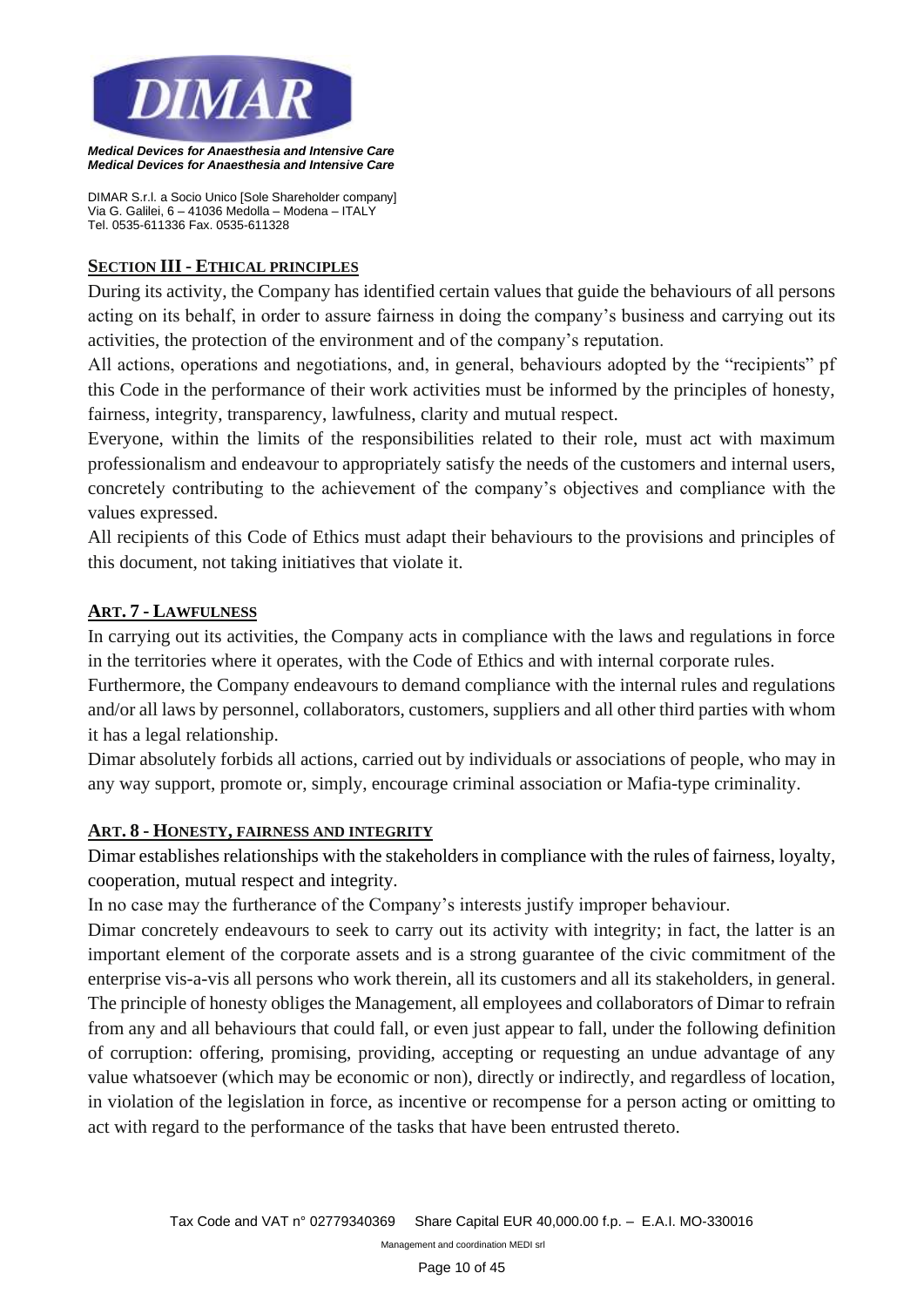## SECTION III - ETHICAL PRINCIPLES

During its activity, the Company has identified certain values that guide the behaviours of all persons acting on its behalf, in order to assure fairness in doing the company's business and carrying out its activities, the protection of the environment and of the company's reputation.

All actions, operations and negotiations, and, in general, behaviours adopted by the "recipients" pf this Code in the performance of their work activities must be informed by the principles of honesty, fairness, integrity, transparency, lawfulness, clarity and mutual respect.

Everyone, within the limits of the responsibilities related to their role, must act with maximum professionalism and endeavour to appropriately satisfy the needs of the customers and internal users, concretely contributing to the achievement of the company's objectives and compliance with the values expressed.

All recipients of this Code of Ethics must adapt their behaviours to the provisions and principles of this document, not taking initiatives that violate it.

### ART. 7 - LAWFULNESS

In carrying out its activities, the Company acts in compliance with the laws and regulations in force in the territories where it operates, with the Code of Ethics and with internal corporate rules.

Furthermore, the Company endeavours to demand compliance with the internal rules and regulations and/or all laws by personnel, collaborators, customers, suppliers and all other third parties with whom it has a legal relationship.

Dimar absolutely forbids all actions, carried out by individuals or associations of people, who may in any way support, promote or, simply, encourage criminal association or Mafia-type criminality.

### ART. 8 - HONESTY, FAIRNESS AND INTEGRITY

Dimar establishes relationships with the stakeholders in compliance with the rules of fairness, loyalty, cooperation, mutual respect and integrity.

In no case may the furtherance of the Company's interests justify improper behaviour.

Dimar concretely endeavours to seek to carry out its activity with integrity; in fact, the latter is an important element of the corporate assets and is a strong guarantee of the civic commitment of the enterprise vis-a-vis all persons who work therein, all its customers and all its stakeholders, in general.

The principle of honesty obliges the Management, all employees and collaborators of Dimar to refrain from any and all behaviours that could fall, or even just appear to fall, under the following definition of corruption: offering, promising, providing, accepting or requesting an undue advantage of any value whatsoever (which may be economic or non), directly or indirectly, and regardless of location, in violation of the legislation in force, as incentive or recompense for a person acting or omitting to act with regard to the performance of the tasks that have been entrusted thereto.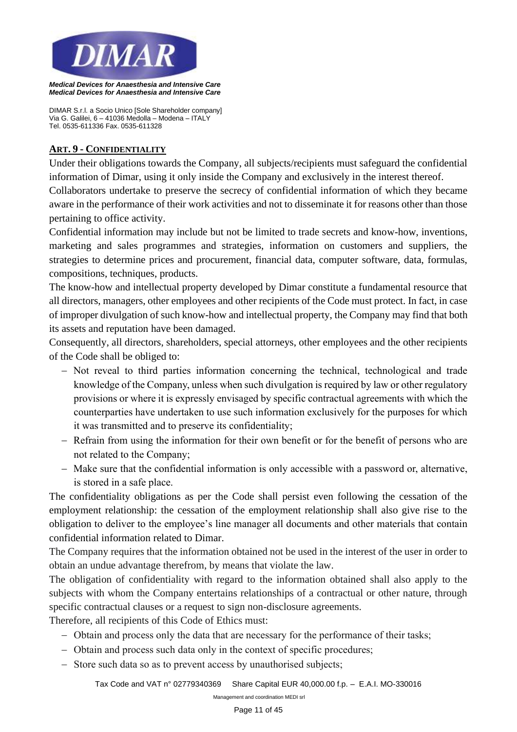## ART. 9 - CONFIDENTIALITY

Under their obligations towards the Company, all subjects/recipients must safeguard the confidential information of Dimar, using it only inside the Company and exclusively in the interest thereof.

Collaborators undertake to preserve the secrecy of confidential information of which they became aware in the performance of their work activities and not to disseminate it for reasons other than those pertaining to office activity.

Confidential information may include but not be limited to trade secrets and know-how, inventions, marketing and sales programmes and strategies, information on customers and suppliers, the strategies to determine prices and procurement, financial data, computer software, data, formulas, compositions, techniques, products.

The know-how and intellectual property developed by Dimar constitute a fundamental resource that all directors, managers, other employees and other recipients of the Code must protect. In fact, in case of improper divulgation of such know-how and intellectual property, the Company may find that both its assets and reputation have been damaged.

Consequently, all directors, shareholders, special attorneys, other employees and the other recipients of the Code shall be obliged to:

- Not reveal to third parties information concerning the technical, technological and trade knowledge of the Company, unless when such divulgation is required by law or other regulatory provisions or where it is expressly envisaged by specific contractual agreements with which the counterparties have undertaken to use such information exclusively for the purposes for which it was transmitted and to preserve its confidentiality;
- Refrain from using the information for their own benefit or for the benefit of persons who are not related to the Company;
- Make sure that the confidential information is only accessible with a password or, alternative, is stored in a safe place.

The confidentiality obligations as per the Code shall persist even following the cessation of the employment relationship: the cessation of the employment relationship shall also give rise to the obligation to deliver to the employee's line manager all documents and other materials that contain confidential information related to Dimar.

The Company requires that the information obtained not be used in the interest of the user in order to obtain an undue advantage therefrom, by means that violate the law.

The obligation of confidentiality with regard to the information obtained shall also apply to the subjects with whom the Company entertains relationships of a contractual or other nature, through specific contractual clauses or a request to sign non-disclosure agreements.

Therefore, all recipients of this Code of Ethics must:

- Obtain and process only the data that are necessary for the performance of their tasks;
- Obtain and process such data only in the context of specific procedures;
- Store such data so as to prevent access by unauthorised subjects;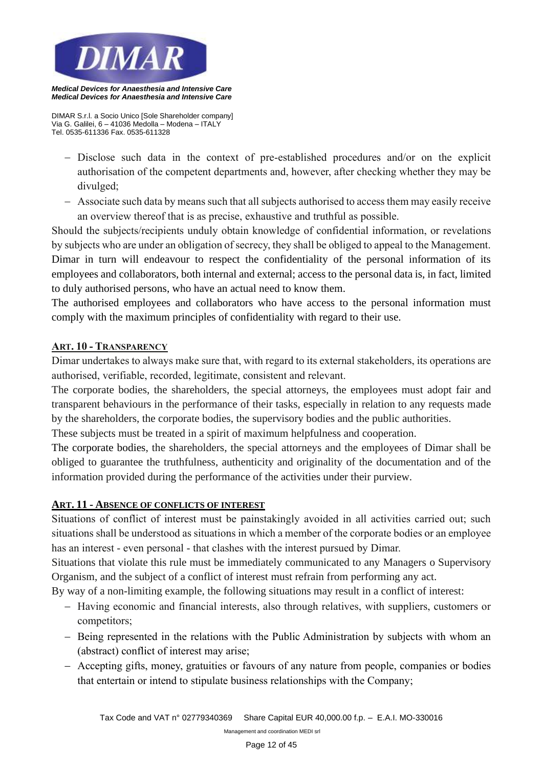- Disclose such data in the context of pre-established procedures and/or on the explicit authorisation of the competent departments and, however, after checking whether they may be divulged;
- Associate such data by means such that all subjects authorised to access them may easily receive an overview thereof that is as precise, exhaustive and truthful as possible.

Should the subjects/recipients unduly obtain knowledge of confidential information, or revelations by subjects who are under an obligation of secrecy, they shall be obliged to appeal to the Management.
Dimar in turn will endeavour to respect the confidentiality of the personal information of its employees and collaborators, both internal and external; access to the personal data is, in fact, limited to duly authorised persons, who have an actual need to know them.
The authorised employees and collaborators who have access to the personal information must comply with the maximum principles of confidentiality with regard to their use.

## ART. 10 - TRANSPARENCY

Dimar undertakes to always make sure that, with regard to its external stakeholders, its operations are authorised, verifiable, recorded, legitimate, consistent and relevant.
The corporate bodies, the shareholders, the special attorneys, the employees must adopt fair and transparent behaviours in the performance of their tasks, especially in relation to any requests made by the shareholders, the corporate bodies, the supervisory bodies and the public authorities.
These subjects must be treated in a spirit of maximum helpfulness and cooperation.
The corporate bodies, the shareholders, the special attorneys and the employees of Dimar shall be obliged to guarantee the truthfulness, authenticity and originality of the documentation and of the information provided during the performance of the activities under their purview.

## ART. 11 - ABSENCE OF CONFLICTS OF INTEREST

Situations of conflict of interest must be painstakingly avoided in all activities carried out; such situations shall be understood as situations in which a member of the corporate bodies or an employee has an interest - even personal - that clashes with the interest pursued by Dimar.
Situations that violate this rule must be immediately communicated to any Managers o Supervisory Organism, and the subject of a conflict of interest must refrain from performing any act.
By way of a non-limiting example, the following situations may result in a conflict of interest:

- Having economic and financial interests, also through relatives, with suppliers, customers or competitors;
- Being represented in the relations with the Public Administration by subjects with whom an (abstract) conflict of interest may arise;
- Accepting gifts, money, gratuities or favours of any nature from people, companies or bodies that entertain or intend to stipulate business relationships with the Company;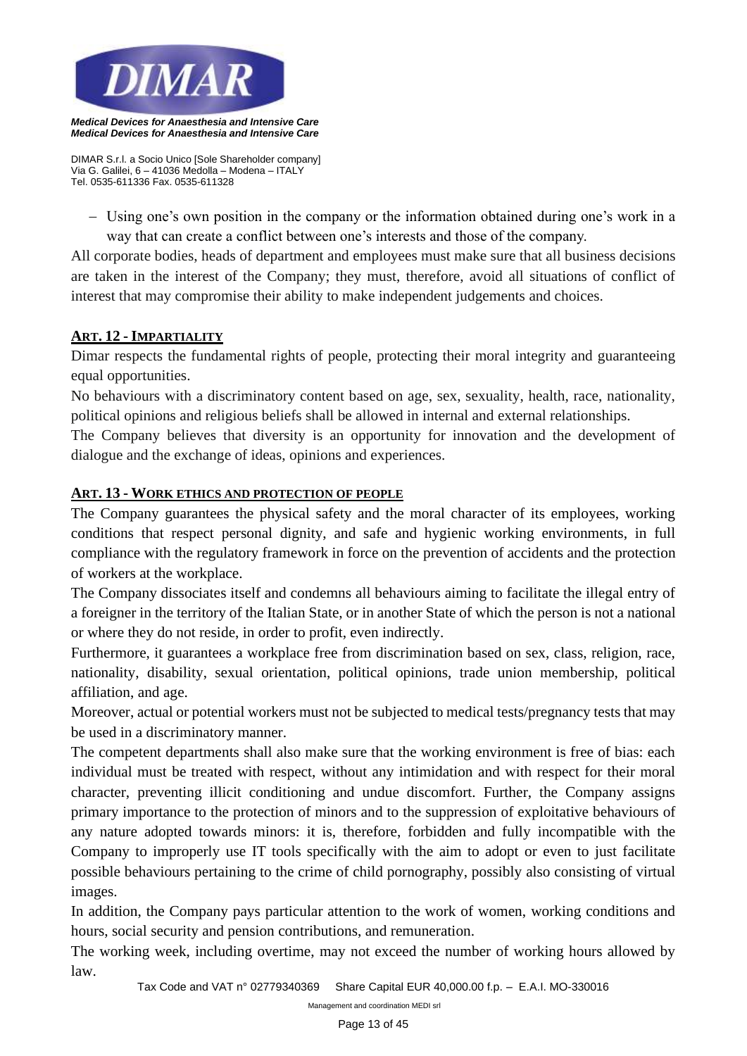- Using one's own position in the company or the information obtained during one's work in a way that can create a conflict between one's interests and those of the company.

All corporate bodies, heads of department and employees must make sure that all business decisions are taken in the interest of the Company; they must, therefore, avoid all situations of conflict of interest that may compromise their ability to make independent judgements and choices.

## ART. 12 - IMPARTIALITY

Dimar respects the fundamental rights of people, protecting their moral integrity and guaranteeing equal opportunities.

No behaviours with a discriminatory content based on age, sex, sexuality, health, race, nationality, political opinions and religious beliefs shall be allowed in internal and external relationships.

The Company believes that diversity is an opportunity for innovation and the development of dialogue and the exchange of ideas, opinions and experiences.

## ART. 13 - WORK ETHICS AND PROTECTION OF PEOPLE

The Company guarantees the physical safety and the moral character of its employees, working conditions that respect personal dignity, and safe and hygienic working environments, in full compliance with the regulatory framework in force on the prevention of accidents and the protection of workers at the workplace.

The Company dissociates itself and condemns all behaviours aiming to facilitate the illegal entry of a foreigner in the territory of the Italian State, or in another State of which the person is not a national or where they do not reside, in order to profit, even indirectly.

Furthermore, it guarantees a workplace free from discrimination based on sex, class, religion, race, nationality, disability, sexual orientation, political opinions, trade union membership, political affiliation, and age.

Moreover, actual or potential workers must not be subjected to medical tests/pregnancy tests that may be used in a discriminatory manner.

The competent departments shall also make sure that the working environment is free of bias: each individual must be treated with respect, without any intimidation and with respect for their moral character, preventing illicit conditioning and undue discomfort. Further, the Company assigns primary importance to the protection of minors and to the suppression of exploitative behaviours of any nature adopted towards minors: it is, therefore, forbidden and fully incompatible with the Company to improperly use IT tools specifically with the aim to adopt or even to just facilitate possible behaviours pertaining to the crime of child pornography, possibly also consisting of virtual images.

In addition, the Company pays particular attention to the work of women, working conditions and hours, social security and pension contributions, and remuneration.

The working week, including overtime, may not exceed the number of working hours allowed by law.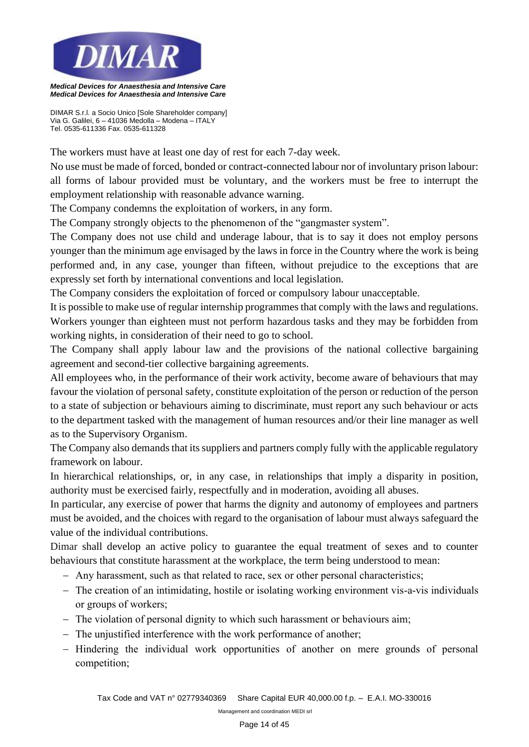The workers must have at least one day of rest for each 7-day week.

No use must be made of forced, bonded or contract-connected labour nor of involuntary prison labour: all forms of labour provided must be voluntary, and the workers must be free to interrupt the employment relationship with reasonable advance warning.

The Company condemns the exploitation of workers, in any form.

The Company strongly objects to the phenomenon of the "gangmaster system".

The Company does not use child and underage labour, that is to say it does not employ persons younger than the minimum age envisaged by the laws in force in the Country where the work is being performed and, in any case, younger than fifteen, without prejudice to the exceptions that are expressly set forth by international conventions and local legislation.

The Company considers the exploitation of forced or compulsory labour unacceptable.

It is possible to make use of regular internship programmes that comply with the laws and regulations. Workers younger than eighteen must not perform hazardous tasks and they may be forbidden from working nights, in consideration of their need to go to school.

The Company shall apply labour law and the provisions of the national collective bargaining agreement and second-tier collective bargaining agreements.

All employees who, in the performance of their work activity, become aware of behaviours that may favour the violation of personal safety, constitute exploitation of the person or reduction of the person to a state of subjection or behaviours aiming to discriminate, must report any such behaviour or acts to the department tasked with the management of human resources and/or their line manager as well as to the Supervisory Organism.

The Company also demands that its suppliers and partners comply fully with the applicable regulatory framework on labour.

In hierarchical relationships, or, in any case, in relationships that imply a disparity in position, authority must be exercised fairly, respectfully and in moderation, avoiding all abuses.

In particular, any exercise of power that harms the dignity and autonomy of employees and partners must be avoided, and the choices with regard to the organisation of labour must always safeguard the value of the individual contributions.

Dimar shall develop an active policy to guarantee the equal treatment of sexes and to counter behaviours that constitute harassment at the workplace, the term being understood to mean:

- Any harassment, such as that related to race, sex or other personal characteristics;
- The creation of an intimidating, hostile or isolating working environment vis-a-vis individuals or groups of workers;
- The violation of personal dignity to which such harassment or behaviours aim;
- The unjustified interference with the work performance of another;
- Hindering the individual work opportunities of another on mere grounds of personal competition;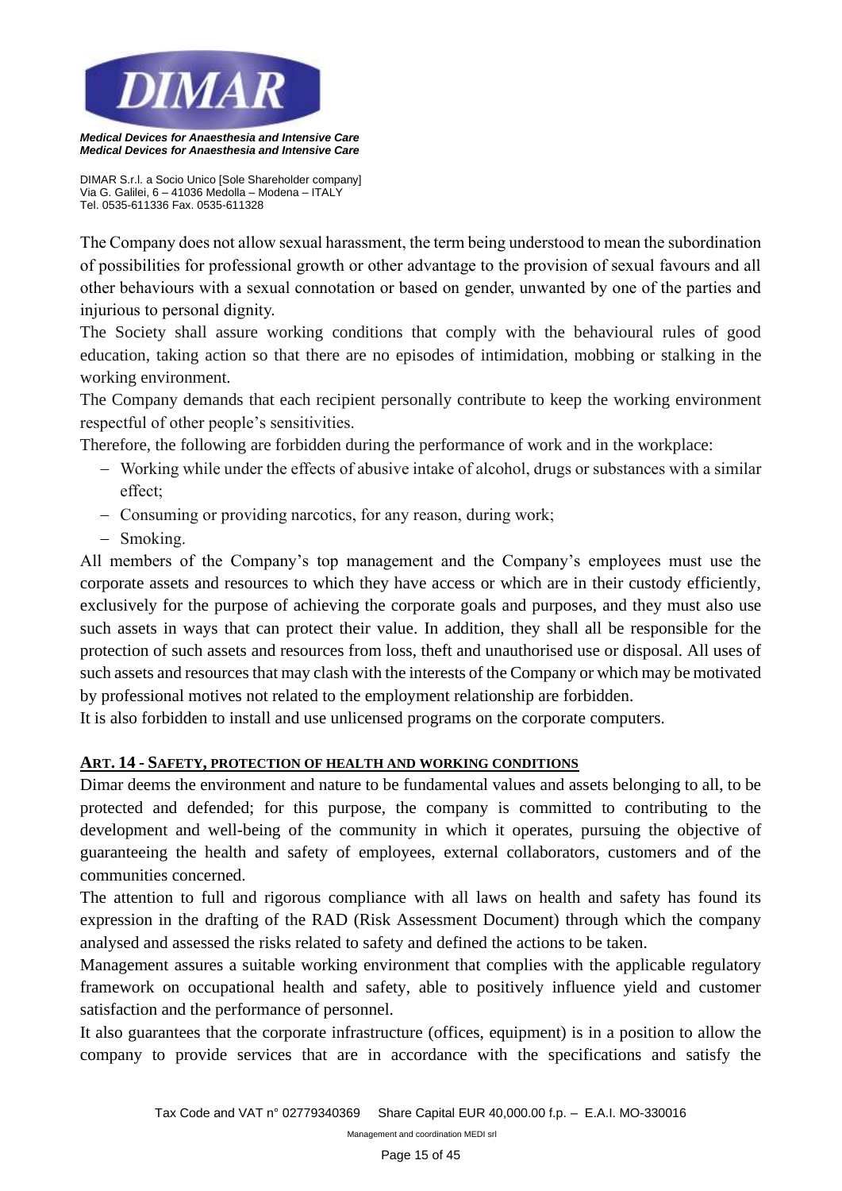The Company does not allow sexual harassment, the term being understood to mean the subordination of possibilities for professional growth or other advantage to the provision of sexual favours and all other behaviours with a sexual connotation or based on gender, unwanted by one of the parties and injurious to personal dignity.

The Society shall assure working conditions that comply with the behavioural rules of good education, taking action so that there are no episodes of intimidation, mobbing or stalking in the working environment.

The Company demands that each recipient personally contribute to keep the working environment respectful of other people's sensitivities.

Therefore, the following are forbidden during the performance of work and in the workplace:

- Working while under the effects of abusive intake of alcohol, drugs or substances with a similar effect;
- Consuming or providing narcotics, for any reason, during work;
- Smoking.

All members of the Company's top management and the Company's employees must use the corporate assets and resources to which they have access or which are in their custody efficiently, exclusively for the purpose of achieving the corporate goals and purposes, and they must also use such assets in ways that can protect their value. In addition, they shall all be responsible for the protection of such assets and resources from loss, theft and unauthorised use or disposal. All uses of such assets and resources that may clash with the interests of the Company or which may be motivated by professional motives not related to the employment relationship are forbidden.

It is also forbidden to install and use unlicensed programs on the corporate computers.

## ART. 14 - SAFETY, PROTECTION OF HEALTH AND WORKING CONDITIONS

Dimar deems the environment and nature to be fundamental values and assets belonging to all, to be protected and defended; for this purpose, the company is committed to contributing to the development and well-being of the community in which it operates, pursuing the objective of guaranteeing the health and safety of employees, external collaborators, customers and of the communities concerned.

The attention to full and rigorous compliance with all laws on health and safety has found its expression in the drafting of the RAD (Risk Assessment Document) through which the company analysed and assessed the risks related to safety and defined the actions to be taken.

Management assures a suitable working environment that complies with the applicable regulatory framework on occupational health and safety, able to positively influence yield and customer satisfaction and the performance of personnel.

It also guarantees that the corporate infrastructure (offices, equipment) is in a position to allow the company to provide services that are in accordance with the specifications and satisfy the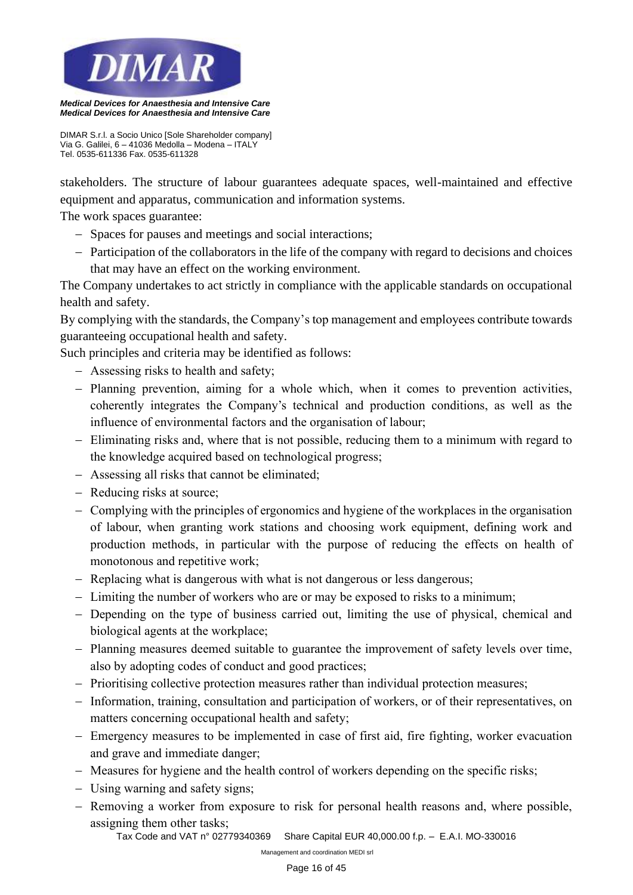stakeholders. The structure of labour guarantees adequate spaces, well-maintained and effective equipment and apparatus, communication and information systems.

The work spaces guarantee:

- Spaces for pauses and meetings and social interactions;
- Participation of the collaborators in the life of the company with regard to decisions and choices that may have an effect on the working environment.

The Company undertakes to act strictly in compliance with the applicable standards on occupational health and safety.

By complying with the standards, the Company's top management and employees contribute towards guaranteeing occupational health and safety.

Such principles and criteria may be identified as follows:

- Assessing risks to health and safety;
- Planning prevention, aiming for a whole which, when it comes to prevention activities, coherently integrates the Company's technical and production conditions, as well as the influence of environmental factors and the organisation of labour;
- Eliminating risks and, where that is not possible, reducing them to a minimum with regard to the knowledge acquired based on technological progress;
- Assessing all risks that cannot be eliminated;
- Reducing risks at source;
- Complying with the principles of ergonomics and hygiene of the workplaces in the organisation of labour, when granting work stations and choosing work equipment, defining work and production methods, in particular with the purpose of reducing the effects on health of monotonous and repetitive work;
- Replacing what is dangerous with what is not dangerous or less dangerous;
- Limiting the number of workers who are or may be exposed to risks to a minimum;
- Depending on the type of business carried out, limiting the use of physical, chemical and biological agents at the workplace;
- Planning measures deemed suitable to guarantee the improvement of safety levels over time, also by adopting codes of conduct and good practices;
- Prioritising collective protection measures rather than individual protection measures;
- Information, training, consultation and participation of workers, or of their representatives, on matters concerning occupational health and safety;
- Emergency measures to be implemented in case of first aid, fire fighting, worker evacuation and grave and immediate danger;
- Measures for hygiene and the health control of workers depending on the specific risks;
- Using warning and safety signs;
- Removing a worker from exposure to risk for personal health reasons and, where possible, assigning them other tasks;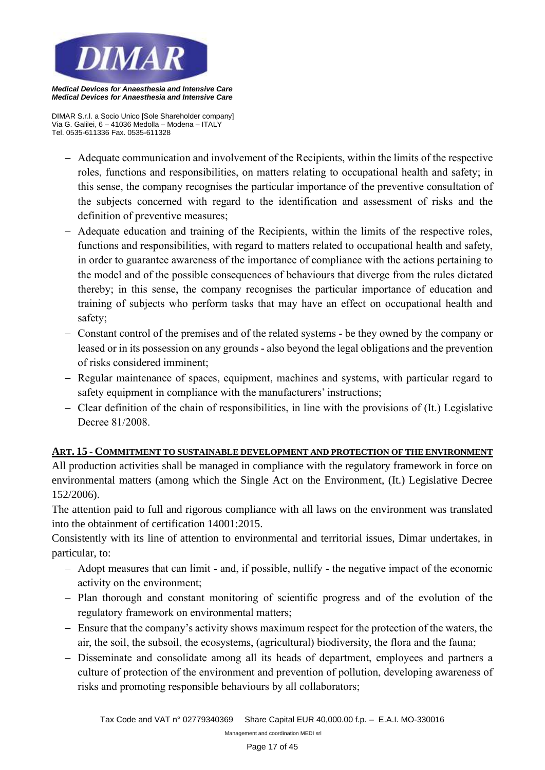- Adequate communication and involvement of the Recipients, within the limits of the respective roles, functions and responsibilities, on matters relating to occupational health and safety; in this sense, the company recognises the particular importance of the preventive consultation of the subjects concerned with regard to the identification and assessment of risks and the definition of preventive measures;
- Adequate education and training of the Recipients, within the limits of the respective roles, functions and responsibilities, with regard to matters related to occupational health and safety, in order to guarantee awareness of the importance of compliance with the actions pertaining to the model and of the possible consequences of behaviours that diverge from the rules dictated thereby; in this sense, the company recognises the particular importance of education and training of subjects who perform tasks that may have an effect on occupational health and safety;
- Constant control of the premises and of the related systems - be they owned by the company or leased or in its possession on any grounds - also beyond the legal obligations and the prevention of risks considered imminent;
- Regular maintenance of spaces, equipment, machines and systems, with particular regard to safety equipment in compliance with the manufacturers' instructions;
- Clear definition of the chain of responsibilities, in line with the provisions of (It.) Legislative Decree 81/2008.

## ART. 15 - COMMITMENT TO SUSTAINABLE DEVELOPMENT AND PROTECTION OF THE ENVIRONMENT

All production activities shall be managed in compliance with the regulatory framework in force on environmental matters (among which the Single Act on the Environment, (It.) Legislative Decree 152/2006).

The attention paid to full and rigorous compliance with all laws on the environment was translated into the obtainment of certification 14001:2015.

Consistently with its line of attention to environmental and territorial issues, Dimar undertakes, in particular, to:

- Adopt measures that can limit - and, if possible, nullify - the negative impact of the economic activity on the environment;
- Plan thorough and constant monitoring of scientific progress and of the evolution of the regulatory framework on environmental matters;
- Ensure that the company's activity shows maximum respect for the protection of the waters, the air, the soil, the subsoil, the ecosystems, (agricultural) biodiversity, the flora and the fauna;
- Disseminate and consolidate among all its heads of department, employees and partners a culture of protection of the environment and prevention of pollution, developing awareness of risks and promoting responsible behaviours by all collaborators;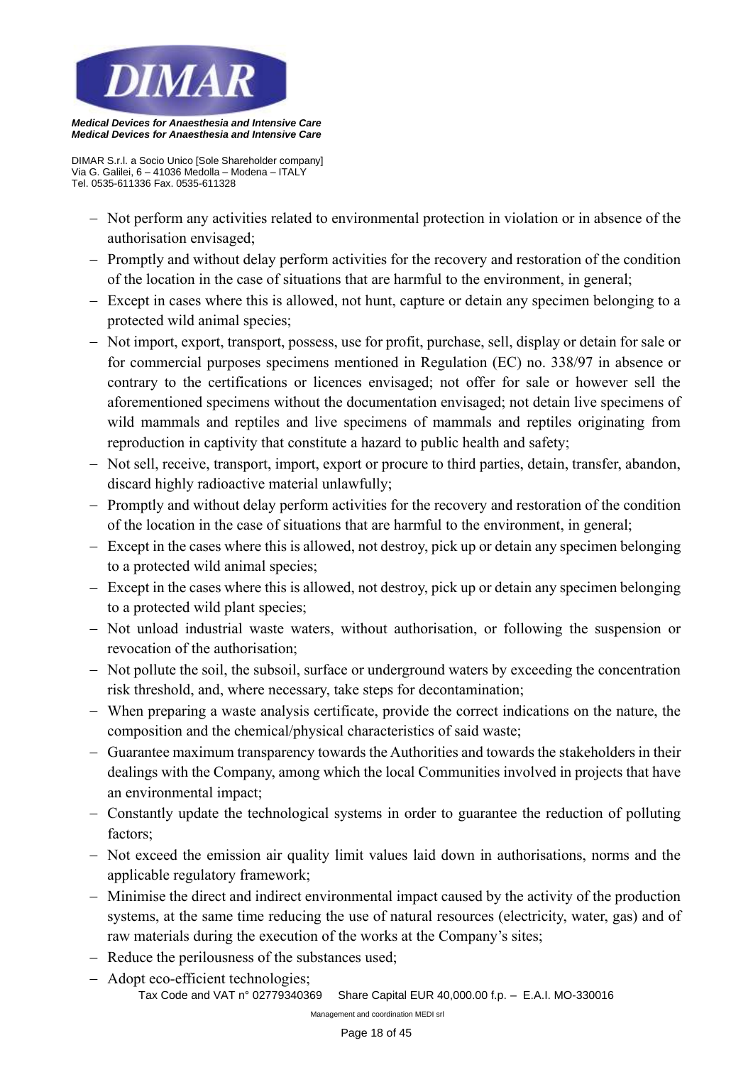- Not perform any activities related to environmental protection in violation or in absence of the authorisation envisaged;
- Promptly and without delay perform activities for the recovery and restoration of the condition of the location in the case of situations that are harmful to the environment, in general;
- Except in cases where this is allowed, not hunt, capture or detain any specimen belonging to a protected wild animal species;
- Not import, export, transport, possess, use for profit, purchase, sell, display or detain for sale or for commercial purposes specimens mentioned in Regulation (EC) no. 338/97 in absence or contrary to the certifications or licences envisaged; not offer for sale or however sell the aforementioned specimens without the documentation envisaged; not detain live specimens of wild mammals and reptiles and live specimens of mammals and reptiles originating from reproduction in captivity that constitute a hazard to public health and safety;
- Not sell, receive, transport, import, export or procure to third parties, detain, transfer, abandon, discard highly radioactive material unlawfully;
- Promptly and without delay perform activities for the recovery and restoration of the condition of the location in the case of situations that are harmful to the environment, in general;
- Except in the cases where this is allowed, not destroy, pick up or detain any specimen belonging to a protected wild animal species;
- Except in the cases where this is allowed, not destroy, pick up or detain any specimen belonging to a protected wild plant species;
- Not unload industrial waste waters, without authorisation, or following the suspension or revocation of the authorisation;
- Not pollute the soil, the subsoil, surface or underground waters by exceeding the concentration risk threshold, and, where necessary, take steps for decontamination;
- When preparing a waste analysis certificate, provide the correct indications on the nature, the composition and the chemical/physical characteristics of said waste;
- Guarantee maximum transparency towards the Authorities and towards the stakeholders in their dealings with the Company, among which the local Communities involved in projects that have an environmental impact;
- Constantly update the technological systems in order to guarantee the reduction of polluting factors;
- Not exceed the emission air quality limit values laid down in authorisations, norms and the applicable regulatory framework;
- Minimise the direct and indirect environmental impact caused by the activity of the production systems, at the same time reducing the use of natural resources (electricity, water, gas) and of raw materials during the execution of the works at the Company's sites;
- Reduce the perilousness of the substances used;
- Adopt eco-efficient technologies;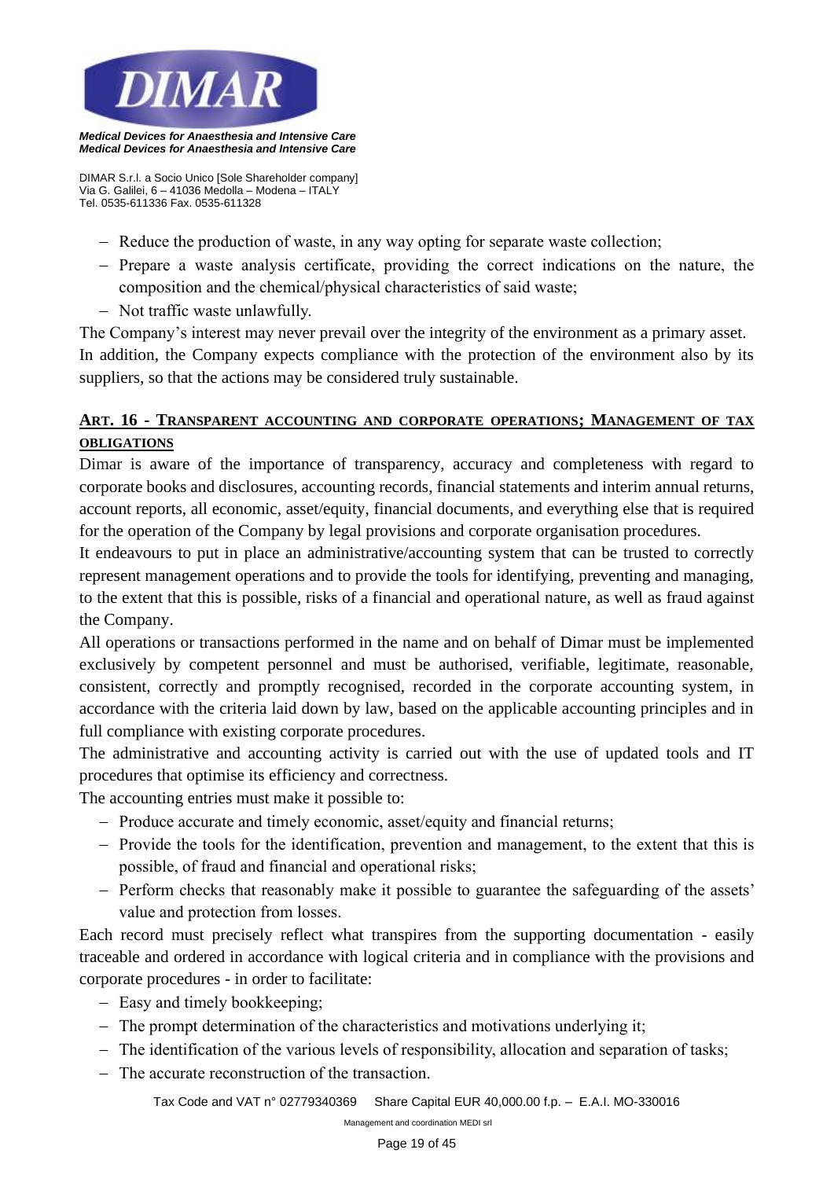- Reduce the production of waste, in any way opting for separate waste collection;
- Prepare a waste analysis certificate, providing the correct indications on the nature, the composition and the chemical/physical characteristics of said waste;
- Not traffic waste unlawfully.

The Company's interest may never prevail over the integrity of the environment as a primary asset.
In addition, the Company expects compliance with the protection of the environment also by its suppliers, so that the actions may be considered truly sustainable.

## ART. 16 - TRANSPARENT ACCOUNTING AND CORPORATE OPERATIONS; MANAGEMENT OF TAX OBLIGATIONS

Dimar is aware of the importance of transparency, accuracy and completeness with regard to corporate books and disclosures, accounting records, financial statements and interim annual returns, account reports, all economic, asset/equity, financial documents, and everything else that is required for the operation of the Company by legal provisions and corporate organisation procedures.

It endeavours to put in place an administrative/accounting system that can be trusted to correctly represent management operations and to provide the tools for identifying, preventing and managing, to the extent that this is possible, risks of a financial and operational nature, as well as fraud against the Company.

All operations or transactions performed in the name and on behalf of Dimar must be implemented exclusively by competent personnel and must be authorised, verifiable, legitimate, reasonable, consistent, correctly and promptly recognised, recorded in the corporate accounting system, in accordance with the criteria laid down by law, based on the applicable accounting principles and in full compliance with existing corporate procedures.

The administrative and accounting activity is carried out with the use of updated tools and IT procedures that optimise its efficiency and correctness.

The accounting entries must make it possible to:

- Produce accurate and timely economic, asset/equity and financial returns;
- Provide the tools for the identification, prevention and management, to the extent that this is possible, of fraud and financial and operational risks;
- Perform checks that reasonably make it possible to guarantee the safeguarding of the assets' value and protection from losses.

Each record must precisely reflect what transpires from the supporting documentation - easily traceable and ordered in accordance with logical criteria and in compliance with the provisions and corporate procedures - in order to facilitate:

- Easy and timely bookkeeping;
- The prompt determination of the characteristics and motivations underlying it;
- The identification of the various levels of responsibility, allocation and separation of tasks;
- The accurate reconstruction of the transaction.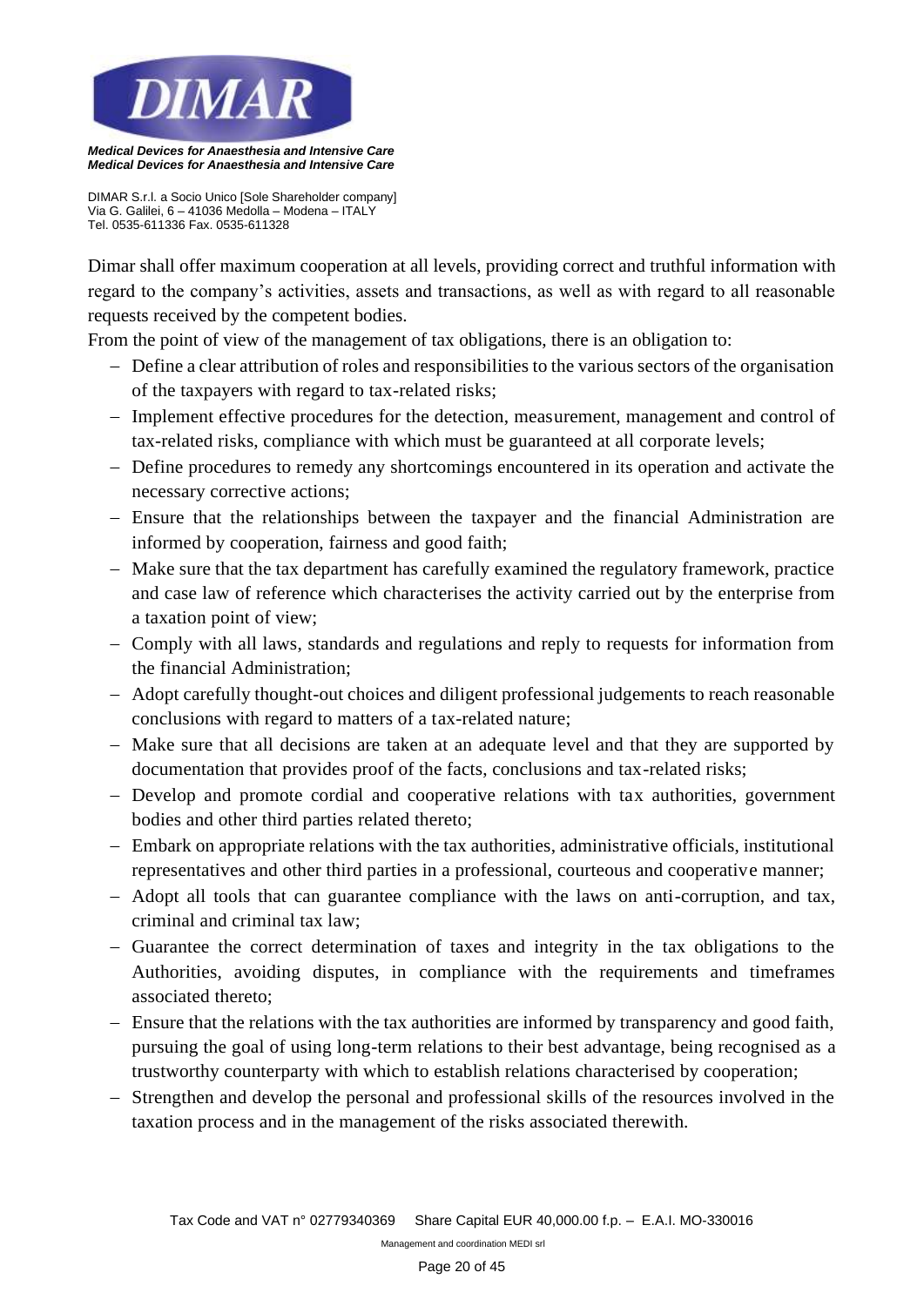Dimar shall offer maximum cooperation at all levels, providing correct and truthful information with regard to the company's activities, assets and transactions, as well as with regard to all reasonable requests received by the competent bodies.

From the point of view of the management of tax obligations, there is an obligation to:

- Define a clear attribution of roles and responsibilities to the various sectors of the organisation of the taxpayers with regard to tax-related risks;
- Implement effective procedures for the detection, measurement, management and control of tax-related risks, compliance with which must be guaranteed at all corporate levels;
- Define procedures to remedy any shortcomings encountered in its operation and activate the necessary corrective actions;
- Ensure that the relationships between the taxpayer and the financial Administration are informed by cooperation, fairness and good faith;
- Make sure that the tax department has carefully examined the regulatory framework, practice and case law of reference which characterises the activity carried out by the enterprise from a taxation point of view;
- Comply with all laws, standards and regulations and reply to requests for information from the financial Administration;
- Adopt carefully thought-out choices and diligent professional judgements to reach reasonable conclusions with regard to matters of a tax-related nature;
- Make sure that all decisions are taken at an adequate level and that they are supported by documentation that provides proof of the facts, conclusions and tax-related risks;
- Develop and promote cordial and cooperative relations with tax authorities, government bodies and other third parties related thereto;
- Embark on appropriate relations with the tax authorities, administrative officials, institutional representatives and other third parties in a professional, courteous and cooperative manner;
- Adopt all tools that can guarantee compliance with the laws on anti-corruption, and tax, criminal and criminal tax law;
- Guarantee the correct determination of taxes and integrity in the tax obligations to the Authorities, avoiding disputes, in compliance with the requirements and timeframes associated thereto;
- Ensure that the relations with the tax authorities are informed by transparency and good faith, pursuing the goal of using long-term relations to their best advantage, being recognised as a trustworthy counterparty with which to establish relations characterised by cooperation;
- Strengthen and develop the personal and professional skills of the resources involved in the taxation process and in the management of the risks associated therewith.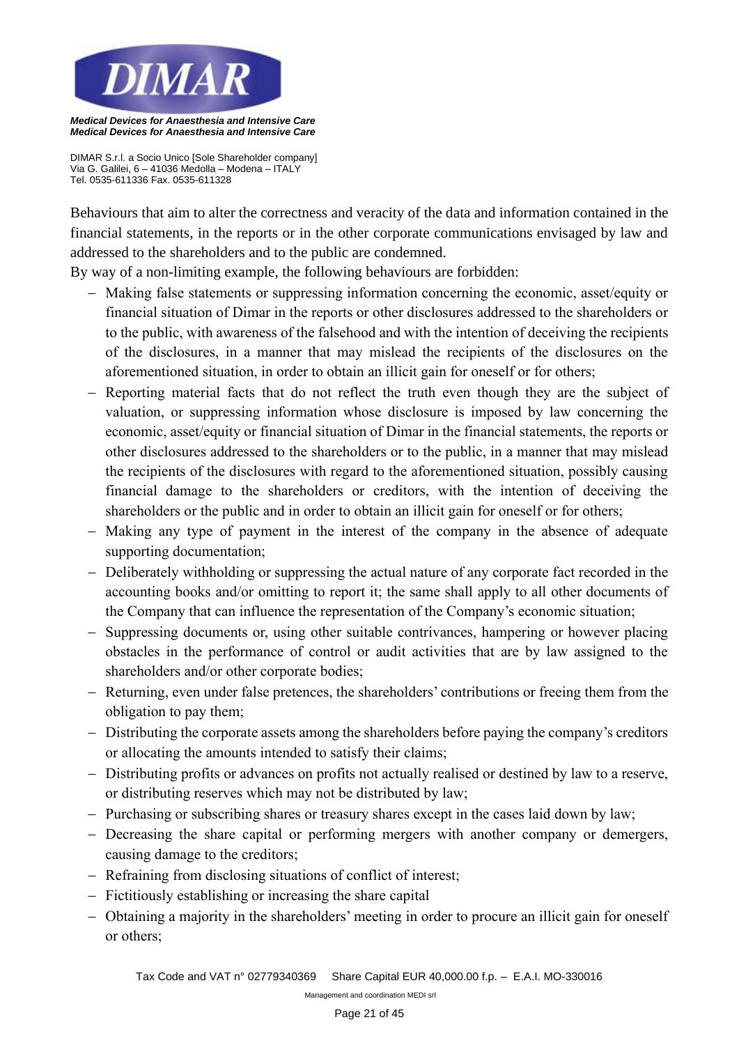Behaviours that aim to alter the correctness and veracity of the data and information contained in the financial statements, in the reports or in the other corporate communications envisaged by law and addressed to the shareholders and to the public are condemned.

By way of a non-limiting example, the following behaviours are forbidden:

- Making false statements or suppressing information concerning the economic, asset/equity or financial situation of Dimar in the reports or other disclosures addressed to the shareholders or to the public, with awareness of the falsehood and with the intention of deceiving the recipients of the disclosures, in a manner that may mislead the recipients of the disclosures on the aforementioned situation, in order to obtain an illicit gain for oneself or for others;
- Reporting material facts that do not reflect the truth even though they are the subject of valuation, or suppressing information whose disclosure is imposed by law concerning the economic, asset/equity or financial situation of Dimar in the financial statements, the reports or other disclosures addressed to the shareholders or to the public, in a manner that may mislead the recipients of the disclosures with regard to the aforementioned situation, possibly causing financial damage to the shareholders or creditors, with the intention of deceiving the shareholders or the public and in order to obtain an illicit gain for oneself or for others;
- Making any type of payment in the interest of the company in the absence of adequate supporting documentation;
- Deliberately withholding or suppressing the actual nature of any corporate fact recorded in the accounting books and/or omitting to report it; the same shall apply to all other documents of the Company that can influence the representation of the Company's economic situation;
- Suppressing documents or, using other suitable contrivances, hampering or however placing obstacles in the performance of control or audit activities that are by law assigned to the shareholders and/or other corporate bodies;
- Returning, even under false pretences, the shareholders' contributions or freeing them from the obligation to pay them;
- Distributing the corporate assets among the shareholders before paying the company's creditors or allocating the amounts intended to satisfy their claims;
- Distributing profits or advances on profits not actually realised or destined by law to a reserve, or distributing reserves which may not be distributed by law;
- Purchasing or subscribing shares or treasury shares except in the cases laid down by law;
- Decreasing the share capital or performing mergers with another company or demergers, causing damage to the creditors;
- Refraining from disclosing situations of conflict of interest;
- Fictitiously establishing or increasing the share capital
- Obtaining a majority in the shareholders' meeting in order to procure an illicit gain for oneself or others;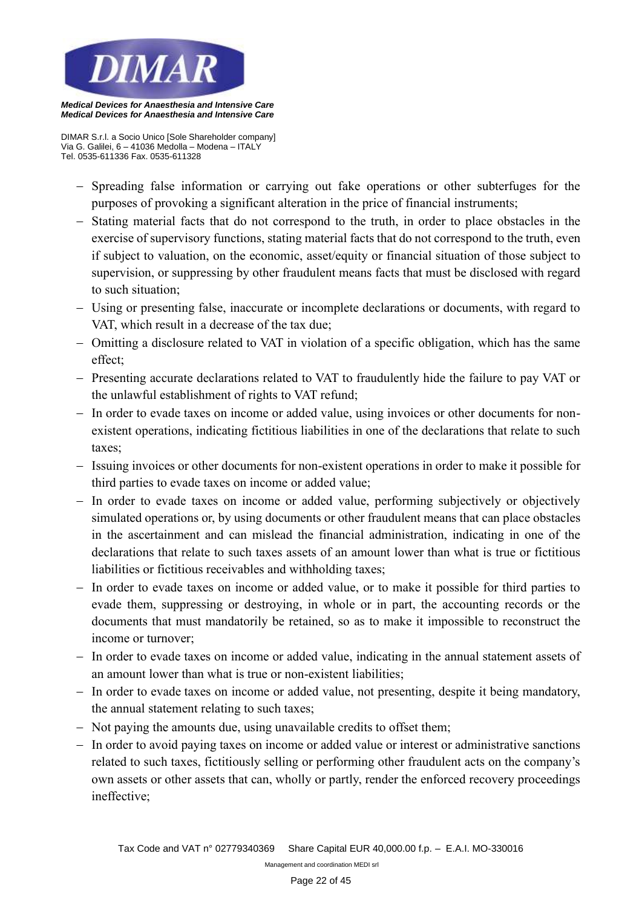- Spreading false information or carrying out fake operations or other subterfuges for the purposes of provoking a significant alteration in the price of financial instruments;
- Stating material facts that do not correspond to the truth, in order to place obstacles in the exercise of supervisory functions, stating material facts that do not correspond to the truth, even if subject to valuation, on the economic, asset/equity or financial situation of those subject to supervision, or suppressing by other fraudulent means facts that must be disclosed with regard to such situation;
- Using or presenting false, inaccurate or incomplete declarations or documents, with regard to VAT, which result in a decrease of the tax due;
- Omitting a disclosure related to VAT in violation of a specific obligation, which has the same effect;
- Presenting accurate declarations related to VAT to fraudulently hide the failure to pay VAT or the unlawful establishment of rights to VAT refund;
- In order to evade taxes on income or added value, using invoices or other documents for non-existent operations, indicating fictitious liabilities in one of the declarations that relate to such taxes;
- Issuing invoices or other documents for non-existent operations in order to make it possible for third parties to evade taxes on income or added value;
- In order to evade taxes on income or added value, performing subjectively or objectively simulated operations or, by using documents or other fraudulent means that can place obstacles in the ascertainment and can mislead the financial administration, indicating in one of the declarations that relate to such taxes assets of an amount lower than what is true or fictitious liabilities or fictitious receivables and withholding taxes;
- In order to evade taxes on income or added value, or to make it possible for third parties to evade them, suppressing or destroying, in whole or in part, the accounting records or the documents that must mandatorily be retained, so as to make it impossible to reconstruct the income or turnover;
- In order to evade taxes on income or added value, indicating in the annual statement assets of an amount lower than what is true or non-existent liabilities;
- In order to evade taxes on income or added value, not presenting, despite it being mandatory, the annual statement relating to such taxes;
- Not paying the amounts due, using unavailable credits to offset them;
- In order to avoid paying taxes on income or added value or interest or administrative sanctions related to such taxes, fictitiously selling or performing other fraudulent acts on the company's own assets or other assets that can, wholly or partly, render the enforced recovery proceedings ineffective;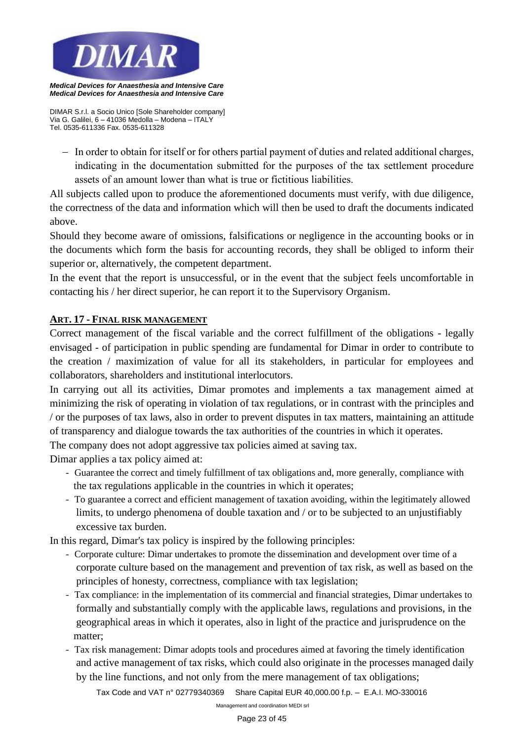- In order to obtain for itself or for others partial payment of duties and related additional charges, indicating in the documentation submitted for the purposes of the tax settlement procedure assets of an amount lower than what is true or fictitious liabilities.

All subjects called upon to produce the aforementioned documents must verify, with due diligence, the correctness of the data and information which will then be used to draft the documents indicated above.

Should they become aware of omissions, falsifications or negligence in the accounting books or in the documents which form the basis for accounting records, they shall be obliged to inform their superior or, alternatively, the competent department.

In the event that the report is unsuccessful, or in the event that the subject feels uncomfortable in contacting his / her direct superior, he can report it to the Supervisory Organism.

## ART. 17 - FINAL RISK MANAGEMENT

Correct management of the fiscal variable and the correct fulfillment of the obligations - legally envisaged - of participation in public spending are fundamental for Dimar in order to contribute to the creation / maximization of value for all its stakeholders, in particular for employees and collaborators, shareholders and institutional interlocutors.

In carrying out all its activities, Dimar promotes and implements a tax management aimed at minimizing the risk of operating in violation of tax regulations, or in contrast with the principles and / or the purposes of tax laws, also in order to prevent disputes in tax matters, maintaining an attitude of transparency and dialogue towards the tax authorities of the countries in which it operates.

The company does not adopt aggressive tax policies aimed at saving tax.

Dimar applies a tax policy aimed at:

- Guarantee the correct and timely fulfillment of tax obligations and, more generally, compliance with the tax regulations applicable in the countries in which it operates;
- To guarantee a correct and efficient management of taxation avoiding, within the legitimately allowed limits, to undergo phenomena of double taxation and / or to be subjected to an unjustifiably excessive tax burden.

In this regard, Dimar's tax policy is inspired by the following principles:

- Corporate culture: Dimar undertakes to promote the dissemination and development over time of a corporate culture based on the management and prevention of tax risk, as well as based on the principles of honesty, correctness, compliance with tax legislation;
- Tax compliance: in the implementation of its commercial and financial strategies, Dimar undertakes to formally and substantially comply with the applicable laws, regulations and provisions, in the geographical areas in which it operates, also in light of the practice and jurisprudence on the matter;
- Tax risk management: Dimar adopts tools and procedures aimed at favoring the timely identification and active management of tax risks, which could also originate in the processes managed daily by the line functions, and not only from the mere management of tax obligations;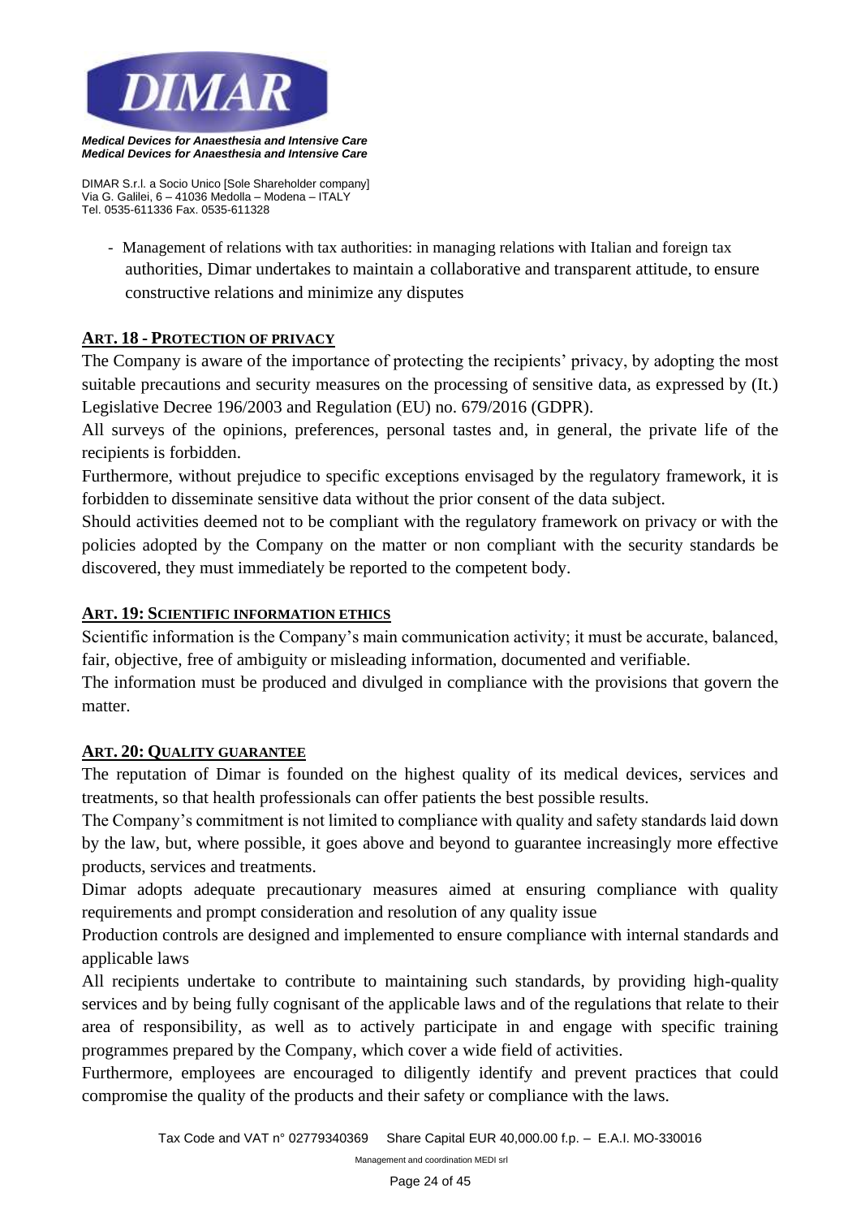- Management of relations with tax authorities: in managing relations with Italian and foreign tax authorities, Dimar undertakes to maintain a collaborative and transparent attitude, to ensure constructive relations and minimize any disputes

## ART. 18 - PROTECTION OF PRIVACY

The Company is aware of the importance of protecting the recipients' privacy, by adopting the most suitable precautions and security measures on the processing of sensitive data, as expressed by (It.) Legislative Decree 196/2003 and Regulation (EU) no. 679/2016 (GDPR).

All surveys of the opinions, preferences, personal tastes and, in general, the private life of the recipients is forbidden.

Furthermore, without prejudice to specific exceptions envisaged by the regulatory framework, it is forbidden to disseminate sensitive data without the prior consent of the data subject.

Should activities deemed not to be compliant with the regulatory framework on privacy or with the policies adopted by the Company on the matter or non compliant with the security standards be discovered, they must immediately be reported to the competent body.

## ART. 19: SCIENTIFIC INFORMATION ETHICS

Scientific information is the Company's main communication activity; it must be accurate, balanced, fair, objective, free of ambiguity or misleading information, documented and verifiable.

The information must be produced and divulged in compliance with the provisions that govern the matter.

## ART. 20: QUALITY GUARANTEE

The reputation of Dimar is founded on the highest quality of its medical devices, services and treatments, so that health professionals can offer patients the best possible results.

The Company's commitment is not limited to compliance with quality and safety standards laid down by the law, but, where possible, it goes above and beyond to guarantee increasingly more effective products, services and treatments.

Dimar adopts adequate precautionary measures aimed at ensuring compliance with quality requirements and prompt consideration and resolution of any quality issue

Production controls are designed and implemented to ensure compliance with internal standards and applicable laws

All recipients undertake to contribute to maintaining such standards, by providing high-quality services and by being fully cognisant of the applicable laws and of the regulations that relate to their area of responsibility, as well as to actively participate in and engage with specific training programmes prepared by the Company, which cover a wide field of activities.

Furthermore, employees are encouraged to diligently identify and prevent practices that could compromise the quality of the products and their safety or compliance with the laws.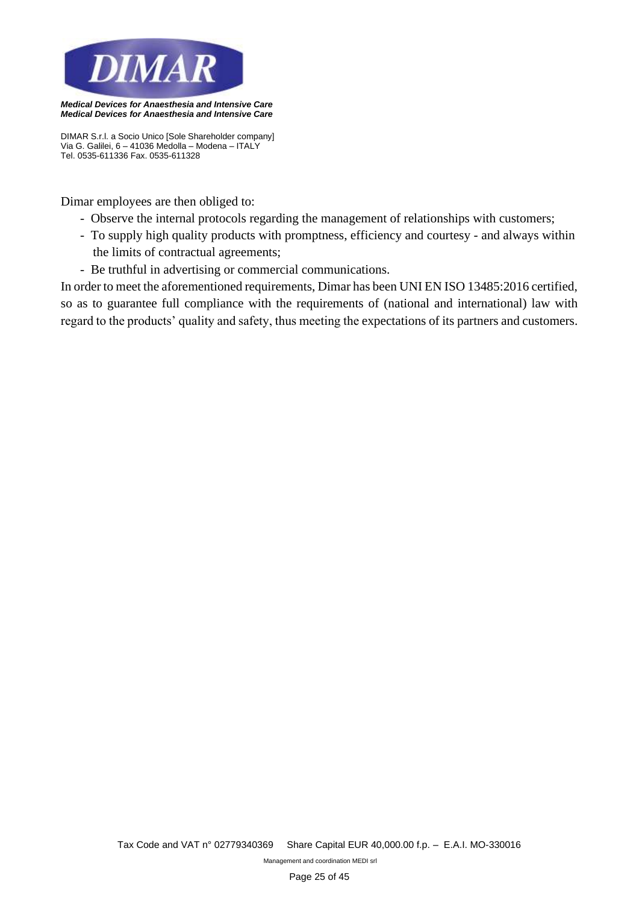Dimar employees are then obliged to:

- Observe the internal protocols regarding the management of relationships with customers;
- To supply high quality products with promptness, efficiency and courtesy - and always within the limits of contractual agreements;
- Be truthful in advertising or commercial communications.

In order to meet the aforementioned requirements, Dimar has been UNI EN ISO 13485:2016 certified, so as to guarantee full compliance with the requirements of (national and international) law with regard to the products' quality and safety, thus meeting the expectations of its partners and customers.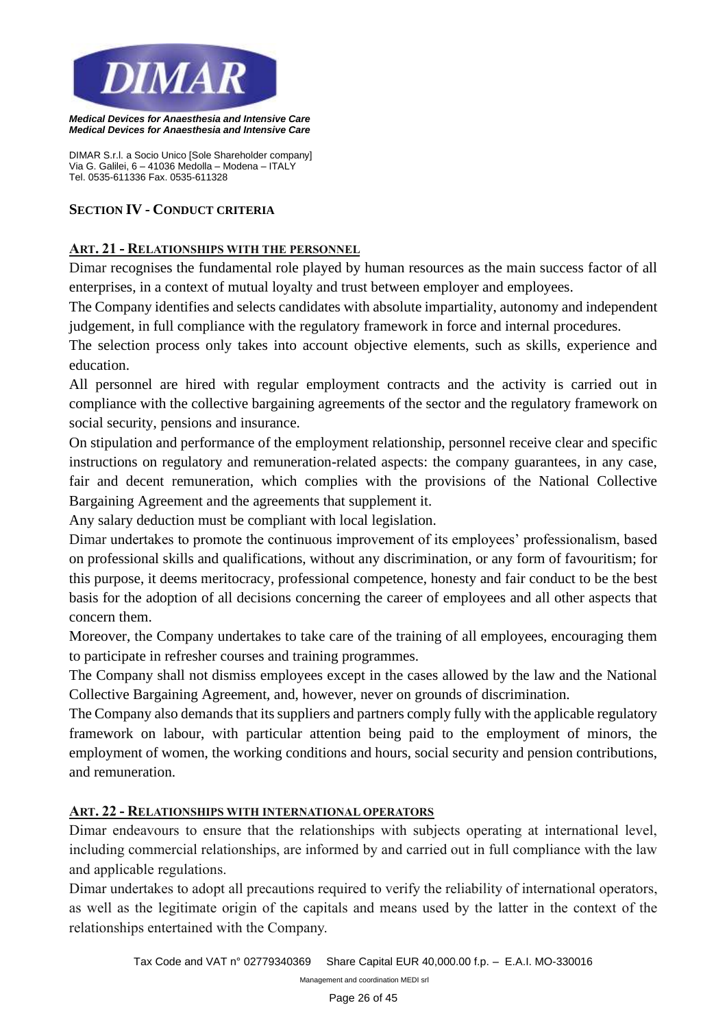## SECTION IV - CONDUCT CRITERIA

### ART. 21 - RELATIONSHIPS WITH THE PERSONNEL

Dimar recognises the fundamental role played by human resources as the main success factor of all enterprises, in a context of mutual loyalty and trust between employer and employees.

The Company identifies and selects candidates with absolute impartiality, autonomy and independent judgement, in full compliance with the regulatory framework in force and internal procedures.

The selection process only takes into account objective elements, such as skills, experience and education.

All personnel are hired with regular employment contracts and the activity is carried out in compliance with the collective bargaining agreements of the sector and the regulatory framework on social security, pensions and insurance.

On stipulation and performance of the employment relationship, personnel receive clear and specific instructions on regulatory and remuneration-related aspects: the company guarantees, in any case, fair and decent remuneration, which complies with the provisions of the National Collective Bargaining Agreement and the agreements that supplement it.

Any salary deduction must be compliant with local legislation.

Dimar undertakes to promote the continuous improvement of its employees' professionalism, based on professional skills and qualifications, without any discrimination, or any form of favouritism; for this purpose, it deems meritocracy, professional competence, honesty and fair conduct to be the best basis for the adoption of all decisions concerning the career of employees and all other aspects that concern them.

Moreover, the Company undertakes to take care of the training of all employees, encouraging them to participate in refresher courses and training programmes.

The Company shall not dismiss employees except in the cases allowed by the law and the National Collective Bargaining Agreement, and, however, never on grounds of discrimination.

The Company also demands that its suppliers and partners comply fully with the applicable regulatory framework on labour, with particular attention being paid to the employment of minors, the employment of women, the working conditions and hours, social security and pension contributions, and remuneration.

### ART. 22 - RELATIONSHIPS WITH INTERNATIONAL OPERATORS

Dimar endeavours to ensure that the relationships with subjects operating at international level, including commercial relationships, are informed by and carried out in full compliance with the law and applicable regulations.

Dimar undertakes to adopt all precautions required to verify the reliability of international operators, as well as the legitimate origin of the capitals and means used by the latter in the context of the relationships entertained with the Company.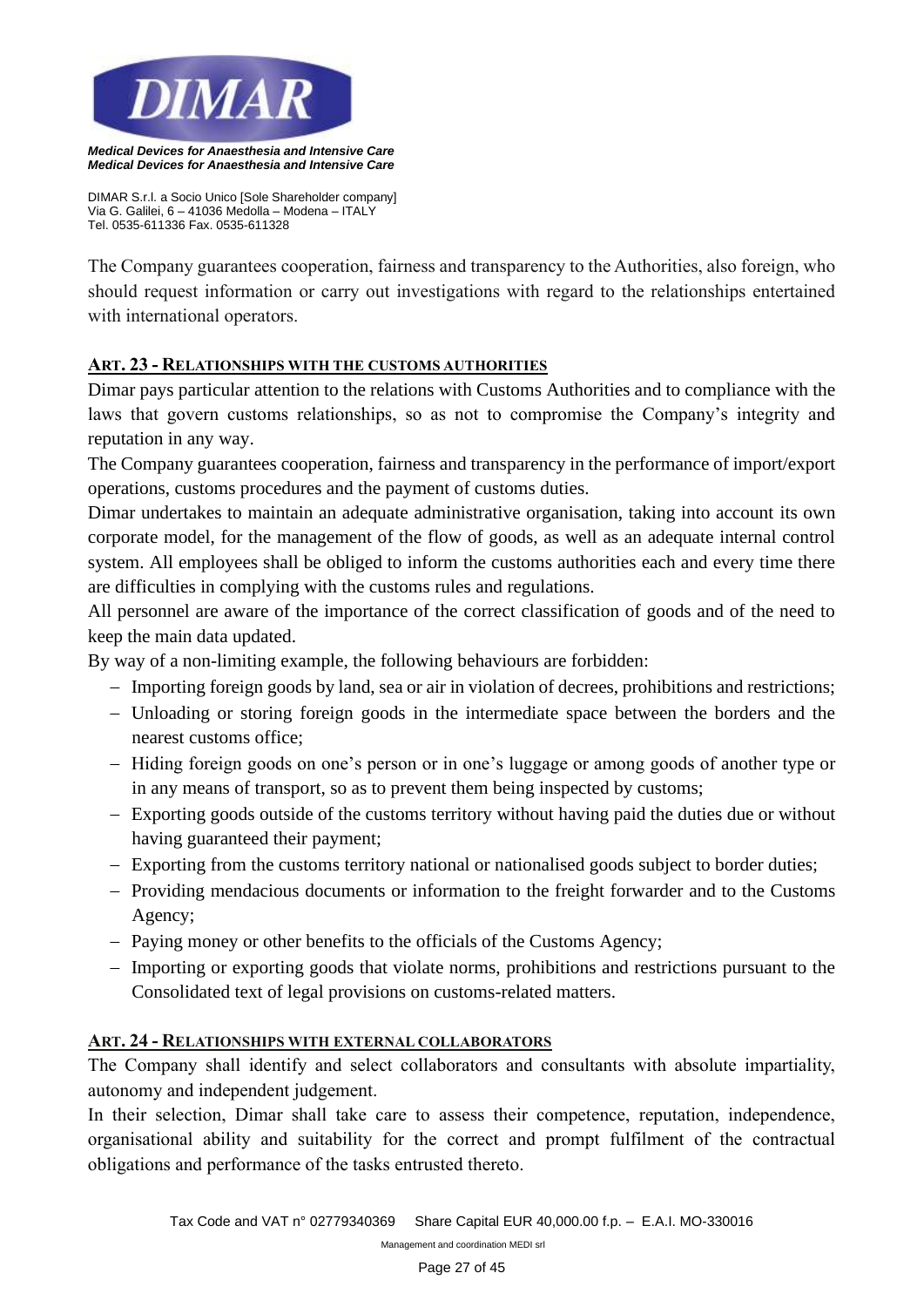The Company guarantees cooperation, fairness and transparency to the Authorities, also foreign, who should request information or carry out investigations with regard to the relationships entertained with international operators.

## ART. 23 - RELATIONSHIPS WITH THE CUSTOMS AUTHORITIES

Dimar pays particular attention to the relations with Customs Authorities and to compliance with the laws that govern customs relationships, so as not to compromise the Company's integrity and reputation in any way.

The Company guarantees cooperation, fairness and transparency in the performance of import/export operations, customs procedures and the payment of customs duties.

Dimar undertakes to maintain an adequate administrative organisation, taking into account its own corporate model, for the management of the flow of goods, as well as an adequate internal control system. All employees shall be obliged to inform the customs authorities each and every time there are difficulties in complying with the customs rules and regulations.

All personnel are aware of the importance of the correct classification of goods and of the need to keep the main data updated.

By way of a non-limiting example, the following behaviours are forbidden:

- Importing foreign goods by land, sea or air in violation of decrees, prohibitions and restrictions;
- Unloading or storing foreign goods in the intermediate space between the borders and the nearest customs office;
- Hiding foreign goods on one's person or in one's luggage or among goods of another type or in any means of transport, so as to prevent them being inspected by customs;
- Exporting goods outside of the customs territory without having paid the duties due or without having guaranteed their payment;
- Exporting from the customs territory national or nationalised goods subject to border duties;
- Providing mendacious documents or information to the freight forwarder and to the Customs Agency;
- Paying money or other benefits to the officials of the Customs Agency;
- Importing or exporting goods that violate norms, prohibitions and restrictions pursuant to the Consolidated text of legal provisions on customs-related matters.

## ART. 24 - RELATIONSHIPS WITH EXTERNAL COLLABORATORS

The Company shall identify and select collaborators and consultants with absolute impartiality, autonomy and independent judgement.

In their selection, Dimar shall take care to assess their competence, reputation, independence, organisational ability and suitability for the correct and prompt fulfilment of the contractual obligations and performance of the tasks entrusted thereto.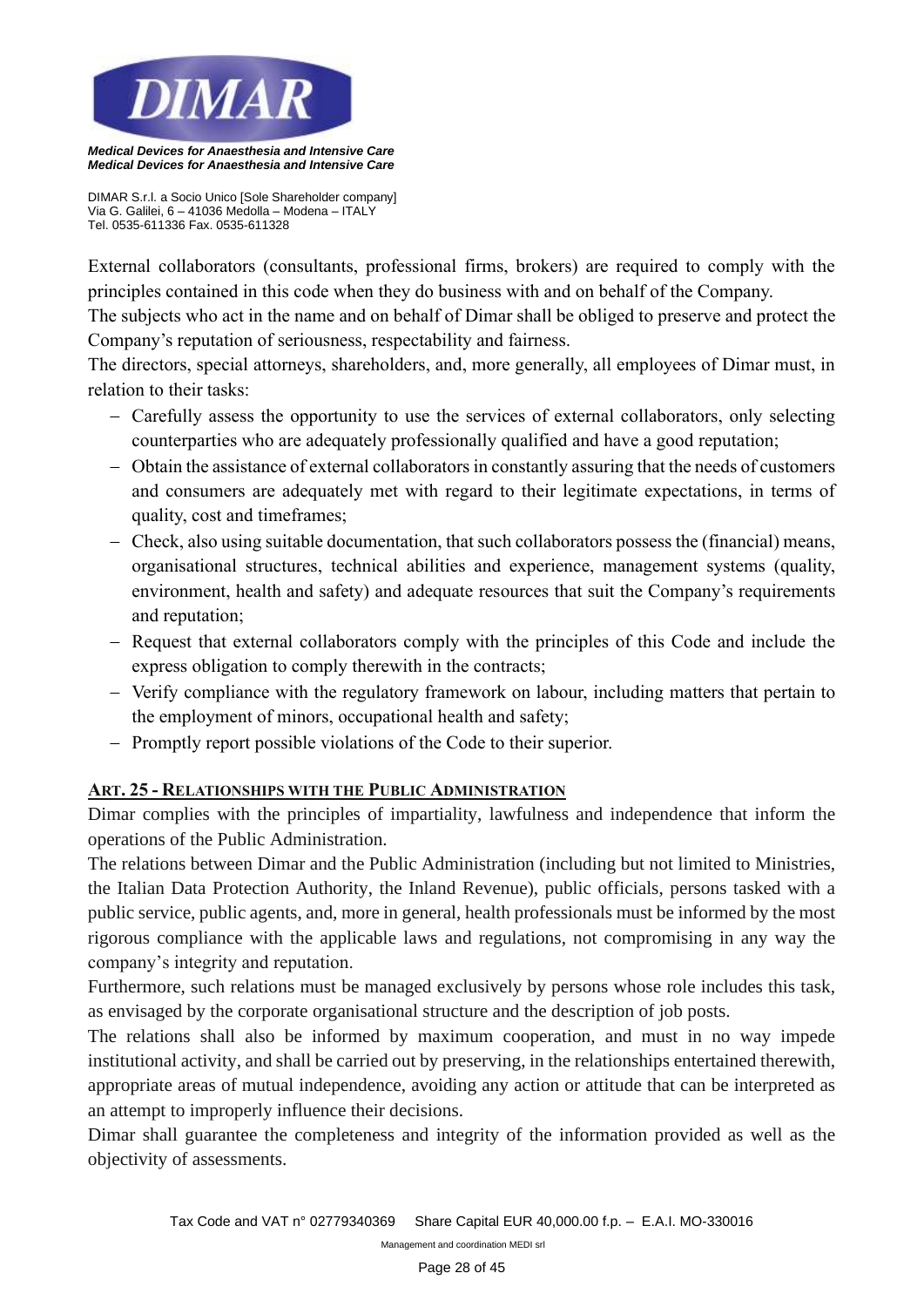External collaborators (consultants, professional firms, brokers) are required to comply with the principles contained in this code when they do business with and on behalf of the Company.

The subjects who act in the name and on behalf of Dimar shall be obliged to preserve and protect the Company's reputation of seriousness, respectability and fairness.

The directors, special attorneys, shareholders, and, more generally, all employees of Dimar must, in relation to their tasks:

- Carefully assess the opportunity to use the services of external collaborators, only selecting counterparties who are adequately professionally qualified and have a good reputation;
- Obtain the assistance of external collaborators in constantly assuring that the needs of customers and consumers are adequately met with regard to their legitimate expectations, in terms of quality, cost and timeframes;
- Check, also using suitable documentation, that such collaborators possess the (financial) means, organisational structures, technical abilities and experience, management systems (quality, environment, health and safety) and adequate resources that suit the Company's requirements and reputation;
- Request that external collaborators comply with the principles of this Code and include the express obligation to comply therewith in the contracts;
- Verify compliance with the regulatory framework on labour, including matters that pertain to the employment of minors, occupational health and safety;
- Promptly report possible violations of the Code to their superior.

## ART. 25 - RELATIONSHIPS WITH THE PUBLIC ADMINISTRATION

Dimar complies with the principles of impartiality, lawfulness and independence that inform the operations of the Public Administration.

The relations between Dimar and the Public Administration (including but not limited to Ministries, the Italian Data Protection Authority, the Inland Revenue), public officials, persons tasked with a public service, public agents, and, more in general, health professionals must be informed by the most rigorous compliance with the applicable laws and regulations, not compromising in any way the company's integrity and reputation.

Furthermore, such relations must be managed exclusively by persons whose role includes this task, as envisaged by the corporate organisational structure and the description of job posts.

The relations shall also be informed by maximum cooperation, and must in no way impede institutional activity, and shall be carried out by preserving, in the relationships entertained therewith, appropriate areas of mutual independence, avoiding any action or attitude that can be interpreted as an attempt to improperly influence their decisions.

Dimar shall guarantee the completeness and integrity of the information provided as well as the objectivity of assessments.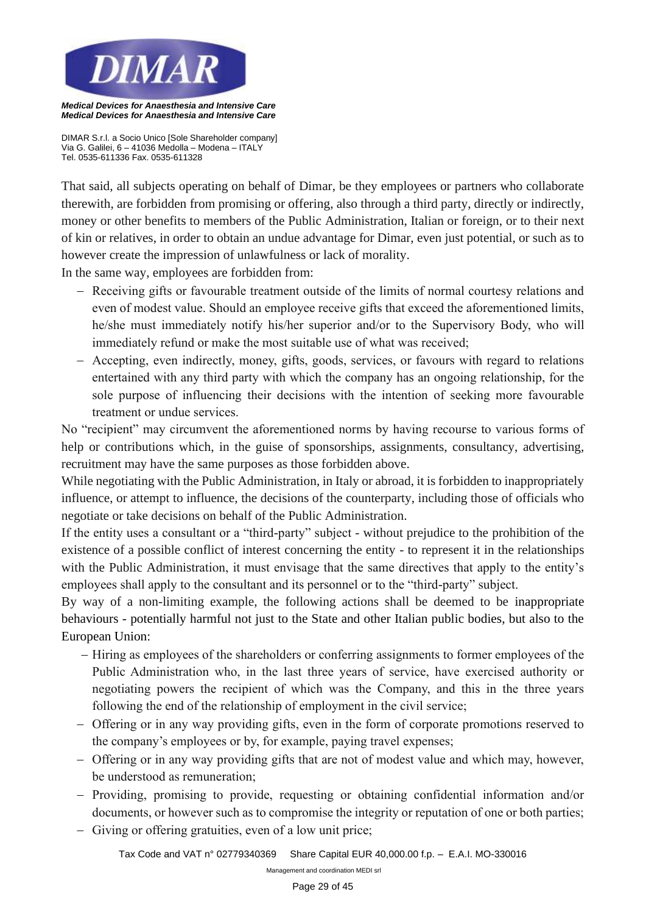That said, all subjects operating on behalf of Dimar, be they employees or partners who collaborate therewith, are forbidden from promising or offering, also through a third party, directly or indirectly, money or other benefits to members of the Public Administration, Italian or foreign, or to their next of kin or relatives, in order to obtain an undue advantage for Dimar, even just potential, or such as to however create the impression of unlawfulness or lack of morality.

In the same way, employees are forbidden from:

- Receiving gifts or favourable treatment outside of the limits of normal courtesy relations and even of modest value. Should an employee receive gifts that exceed the aforementioned limits, he/she must immediately notify his/her superior and/or to the Supervisory Body, who will immediately refund or make the most suitable use of what was received;
- Accepting, even indirectly, money, gifts, goods, services, or favours with regard to relations entertained with any third party with which the company has an ongoing relationship, for the sole purpose of influencing their decisions with the intention of seeking more favourable treatment or undue services.

No "recipient" may circumvent the aforementioned norms by having recourse to various forms of help or contributions which, in the guise of sponsorships, assignments, consultancy, advertising, recruitment may have the same purposes as those forbidden above.

While negotiating with the Public Administration, in Italy or abroad, it is forbidden to inappropriately influence, or attempt to influence, the decisions of the counterparty, including those of officials who negotiate or take decisions on behalf of the Public Administration.

If the entity uses a consultant or a "third-party" subject - without prejudice to the prohibition of the existence of a possible conflict of interest concerning the entity - to represent it in the relationships with the Public Administration, it must envisage that the same directives that apply to the entity's employees shall apply to the consultant and its personnel or to the "third-party" subject.

By way of a non-limiting example, the following actions shall be deemed to be inappropriate behaviours - potentially harmful not just to the State and other Italian public bodies, but also to the European Union:

- Hiring as employees of the shareholders or conferring assignments to former employees of the Public Administration who, in the last three years of service, have exercised authority or negotiating powers the recipient of which was the Company, and this in the three years following the end of the relationship of employment in the civil service;
- Offering or in any way providing gifts, even in the form of corporate promotions reserved to the company's employees or by, for example, paying travel expenses;
- Offering or in any way providing gifts that are not of modest value and which may, however, be understood as remuneration;
- Providing, promising to provide, requesting or obtaining confidential information and/or documents, or however such as to compromise the integrity or reputation of one or both parties;
- Giving or offering gratuities, even of a low unit price;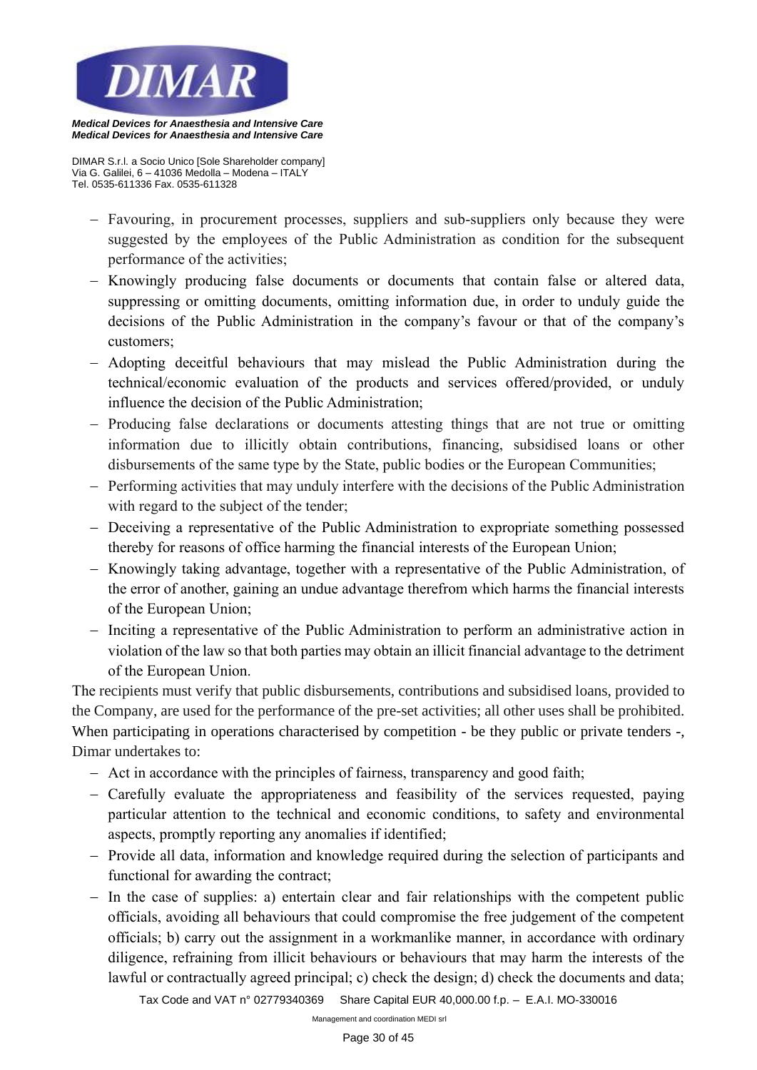- Favouring, in procurement processes, suppliers and sub-suppliers only because they were suggested by the employees of the Public Administration as condition for the subsequent performance of the activities;
- Knowingly producing false documents or documents that contain false or altered data, suppressing or omitting documents, omitting information due, in order to unduly guide the decisions of the Public Administration in the company's favour or that of the company's customers;
- Adopting deceitful behaviours that may mislead the Public Administration during the technical/economic evaluation of the products and services offered/provided, or unduly influence the decision of the Public Administration;
- Producing false declarations or documents attesting things that are not true or omitting information due to illicitly obtain contributions, financing, subsidised loans or other disbursements of the same type by the State, public bodies or the European Communities;
- Performing activities that may unduly interfere with the decisions of the Public Administration with regard to the subject of the tender;
- Deceiving a representative of the Public Administration to expropriate something possessed thereby for reasons of office harming the financial interests of the European Union;
- Knowingly taking advantage, together with a representative of the Public Administration, of the error of another, gaining an undue advantage therefrom which harms the financial interests of the European Union;
- Inciting a representative of the Public Administration to perform an administrative action in violation of the law so that both parties may obtain an illicit financial advantage to the detriment of the European Union.

The recipients must verify that public disbursements, contributions and subsidised loans, provided to the Company, are used for the performance of the pre-set activities; all other uses shall be prohibited.

When participating in operations characterised by competition - be they public or private tenders -, Dimar undertakes to:

- Act in accordance with the principles of fairness, transparency and good faith;
- Carefully evaluate the appropriateness and feasibility of the services requested, paying particular attention to the technical and economic conditions, to safety and environmental aspects, promptly reporting any anomalies if identified;
- Provide all data, information and knowledge required during the selection of participants and functional for awarding the contract;
- In the case of supplies: a) entertain clear and fair relationships with the competent public officials, avoiding all behaviours that could compromise the free judgement of the competent officials; b) carry out the assignment in a workmanlike manner, in accordance with ordinary diligence, refraining from illicit behaviours or behaviours that may harm the interests of the lawful or contractually agreed principal; c) check the design; d) check the documents and data;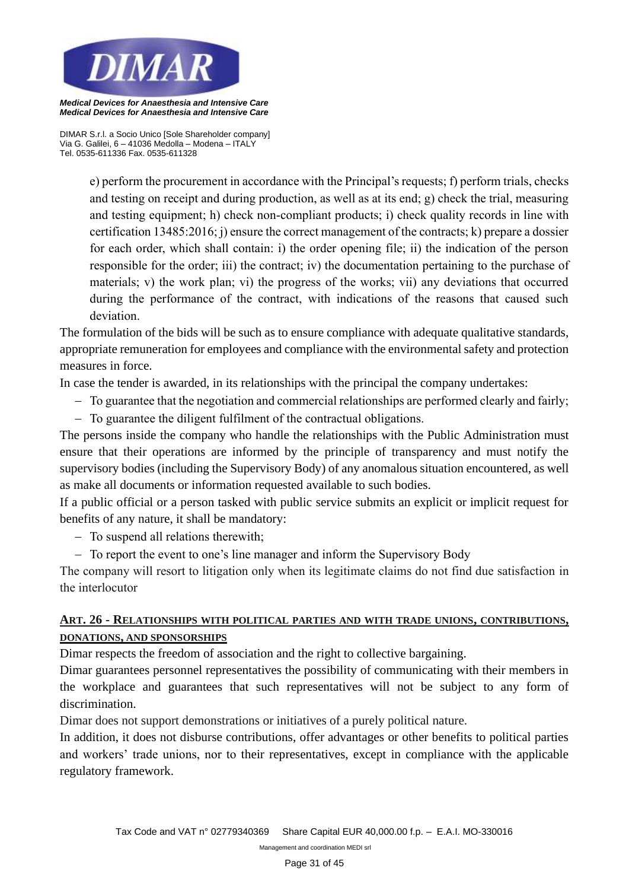e) perform the procurement in accordance with the Principal's requests; f) perform trials, checks and testing on receipt and during production, as well as at its end; g) check the trial, measuring and testing equipment; h) check non-compliant products; i) check quality records in line with certification 13485:2016; j) ensure the correct management of the contracts; k) prepare a dossier for each order, which shall contain: i) the order opening file; ii) the indication of the person responsible for the order; iii) the contract; iv) the documentation pertaining to the purchase of materials; v) the work plan; vi) the progress of the works; vii) any deviations that occurred during the performance of the contract, with indications of the reasons that caused such deviation.

The formulation of the bids will be such as to ensure compliance with adequate qualitative standards, appropriate remuneration for employees and compliance with the environmental safety and protection measures in force.

In case the tender is awarded, in its relationships with the principal the company undertakes:

- To guarantee that the negotiation and commercial relationships are performed clearly and fairly;
- To guarantee the diligent fulfilment of the contractual obligations.

The persons inside the company who handle the relationships with the Public Administration must ensure that their operations are informed by the principle of transparency and must notify the supervisory bodies (including the Supervisory Body) of any anomalous situation encountered, as well as make all documents or information requested available to such bodies.

If a public official or a person tasked with public service submits an explicit or implicit request for benefits of any nature, it shall be mandatory:

- To suspend all relations therewith;
- To report the event to one's line manager and inform the Supervisory Body

The company will resort to litigation only when its legitimate claims do not find due satisfaction in the interlocutor

## ART. 26 - RELATIONSHIPS WITH POLITICAL PARTIES AND WITH TRADE UNIONS, CONTRIBUTIONS, DONATIONS, AND SPONSORSHIPS

Dimar respects the freedom of association and the right to collective bargaining.

Dimar guarantees personnel representatives the possibility of communicating with their members in the workplace and guarantees that such representatives will not be subject to any form of discrimination.

Dimar does not support demonstrations or initiatives of a purely political nature.

In addition, it does not disburse contributions, offer advantages or other benefits to political parties and workers' trade unions, nor to their representatives, except in compliance with the applicable regulatory framework.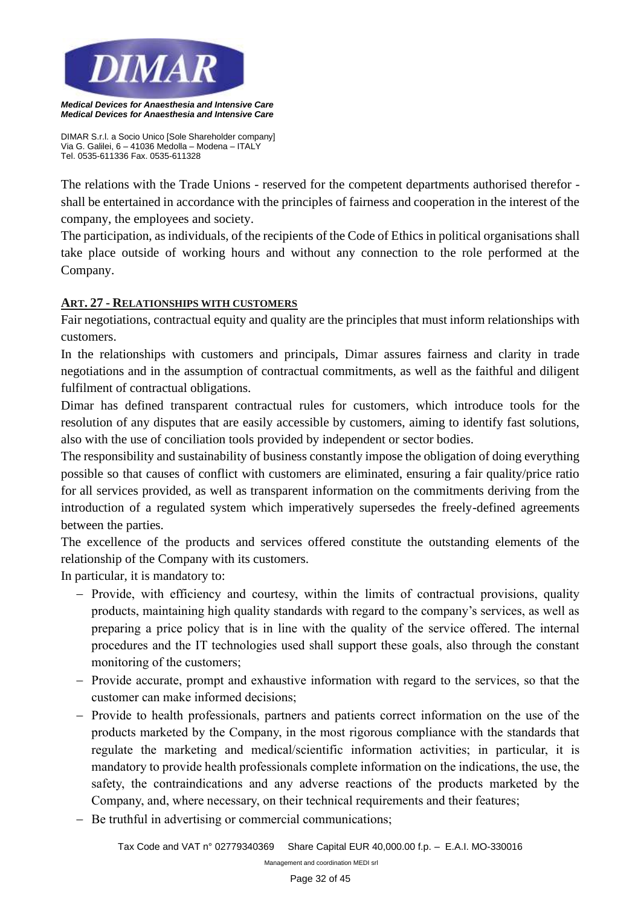The relations with the Trade Unions - reserved for the competent departments authorised therefor - shall be entertained in accordance with the principles of fairness and cooperation in the interest of the company, the employees and society.

The participation, as individuals, of the recipients of the Code of Ethics in political organisations shall take place outside of working hours and without any connection to the role performed at the Company.

## ART. 27 - RELATIONSHIPS WITH CUSTOMERS

Fair negotiations, contractual equity and quality are the principles that must inform relationships with customers.

In the relationships with customers and principals, Dimar assures fairness and clarity in trade negotiations and in the assumption of contractual commitments, as well as the faithful and diligent fulfilment of contractual obligations.

Dimar has defined transparent contractual rules for customers, which introduce tools for the resolution of any disputes that are easily accessible by customers, aiming to identify fast solutions, also with the use of conciliation tools provided by independent or sector bodies.

The responsibility and sustainability of business constantly impose the obligation of doing everything possible so that causes of conflict with customers are eliminated, ensuring a fair quality/price ratio for all services provided, as well as transparent information on the commitments deriving from the introduction of a regulated system which imperatively supersedes the freely-defined agreements between the parties.

The excellence of the products and services offered constitute the outstanding elements of the relationship of the Company with its customers.

In particular, it is mandatory to:

- Provide, with efficiency and courtesy, within the limits of contractual provisions, quality products, maintaining high quality standards with regard to the company's services, as well as preparing a price policy that is in line with the quality of the service offered. The internal procedures and the IT technologies used shall support these goals, also through the constant monitoring of the customers;
- Provide accurate, prompt and exhaustive information with regard to the services, so that the customer can make informed decisions;
- Provide to health professionals, partners and patients correct information on the use of the products marketed by the Company, in the most rigorous compliance with the standards that regulate the marketing and medical/scientific information activities; in particular, it is mandatory to provide health professionals complete information on the indications, the use, the safety, the contraindications and any adverse reactions of the products marketed by the Company, and, where necessary, on their technical requirements and their features;
- Be truthful in advertising or commercial communications;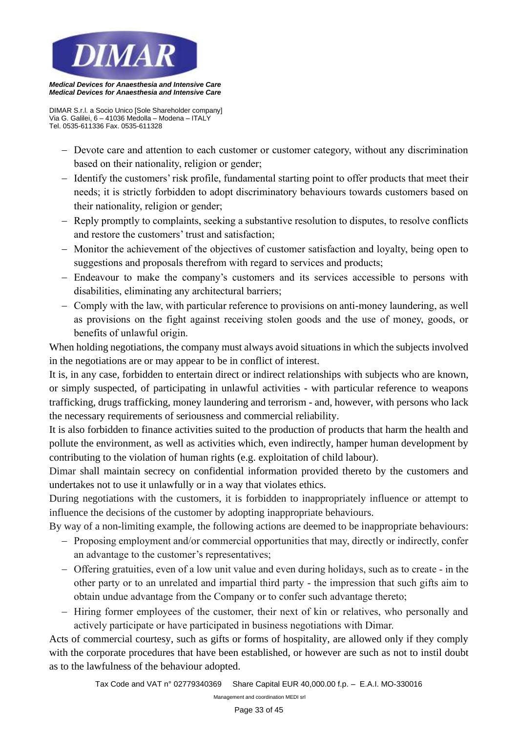- Devote care and attention to each customer or customer category, without any discrimination based on their nationality, religion or gender;
- Identify the customers' risk profile, fundamental starting point to offer products that meet their needs; it is strictly forbidden to adopt discriminatory behaviours towards customers based on their nationality, religion or gender;
- Reply promptly to complaints, seeking a substantive resolution to disputes, to resolve conflicts and restore the customers' trust and satisfaction;
- Monitor the achievement of the objectives of customer satisfaction and loyalty, being open to suggestions and proposals therefrom with regard to services and products;
- Endeavour to make the company's customers and its services accessible to persons with disabilities, eliminating any architectural barriers;
- Comply with the law, with particular reference to provisions on anti-money laundering, as well as provisions on the fight against receiving stolen goods and the use of money, goods, or benefits of unlawful origin.

When holding negotiations, the company must always avoid situations in which the subjects involved in the negotiations are or may appear to be in conflict of interest.

It is, in any case, forbidden to entertain direct or indirect relationships with subjects who are known, or simply suspected, of participating in unlawful activities - with particular reference to weapons trafficking, drugs trafficking, money laundering and terrorism - and, however, with persons who lack the necessary requirements of seriousness and commercial reliability.

It is also forbidden to finance activities suited to the production of products that harm the health and pollute the environment, as well as activities which, even indirectly, hamper human development by contributing to the violation of human rights (e.g. exploitation of child labour).

Dimar shall maintain secrecy on confidential information provided thereto by the customers and undertakes not to use it unlawfully or in a way that violates ethics.

During negotiations with the customers, it is forbidden to inappropriately influence or attempt to influence the decisions of the customer by adopting inappropriate behaviours.

By way of a non-limiting example, the following actions are deemed to be inappropriate behaviours:

- Proposing employment and/or commercial opportunities that may, directly or indirectly, confer an advantage to the customer's representatives;
- Offering gratuities, even of a low unit value and even during holidays, such as to create - in the other party or to an unrelated and impartial third party - the impression that such gifts aim to obtain undue advantage from the Company or to confer such advantage thereto;
- Hiring former employees of the customer, their next of kin or relatives, who personally and actively participate or have participated in business negotiations with Dimar.

Acts of commercial courtesy, such as gifts or forms of hospitality, are allowed only if they comply with the corporate procedures that have been established, or however are such as not to instil doubt as to the lawfulness of the behaviour adopted.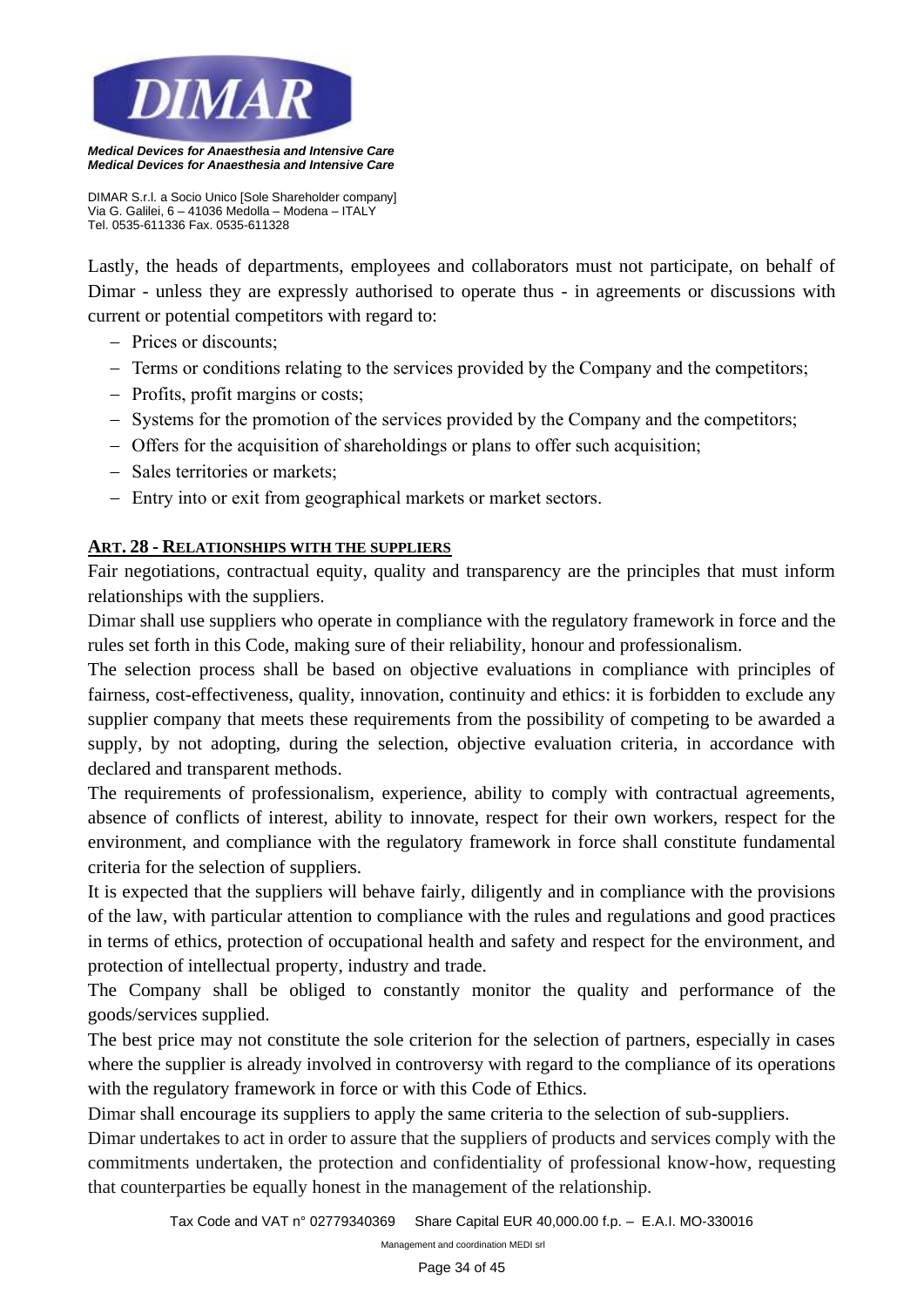Lastly, the heads of departments, employees and collaborators must not participate, on behalf of Dimar - unless they are expressly authorised to operate thus - in agreements or discussions with current or potential competitors with regard to:

- Prices or discounts;
- Terms or conditions relating to the services provided by the Company and the competitors;
- Profits, profit margins or costs;
- Systems for the promotion of the services provided by the Company and the competitors;
- Offers for the acquisition of shareholdings or plans to offer such acquisition;
- Sales territories or markets;
- Entry into or exit from geographical markets or market sectors.

## ART. 28 - RELATIONSHIPS WITH THE SUPPLIERS

Fair negotiations, contractual equity, quality and transparency are the principles that must inform relationships with the suppliers.

Dimar shall use suppliers who operate in compliance with the regulatory framework in force and the rules set forth in this Code, making sure of their reliability, honour and professionalism.

The selection process shall be based on objective evaluations in compliance with principles of fairness, cost-effectiveness, quality, innovation, continuity and ethics: it is forbidden to exclude any supplier company that meets these requirements from the possibility of competing to be awarded a supply, by not adopting, during the selection, objective evaluation criteria, in accordance with declared and transparent methods.

The requirements of professionalism, experience, ability to comply with contractual agreements, absence of conflicts of interest, ability to innovate, respect for their own workers, respect for the environment, and compliance with the regulatory framework in force shall constitute fundamental criteria for the selection of suppliers.

It is expected that the suppliers will behave fairly, diligently and in compliance with the provisions of the law, with particular attention to compliance with the rules and regulations and good practices in terms of ethics, protection of occupational health and safety and respect for the environment, and protection of intellectual property, industry and trade.

The Company shall be obliged to constantly monitor the quality and performance of the goods/services supplied.

The best price may not constitute the sole criterion for the selection of partners, especially in cases where the supplier is already involved in controversy with regard to the compliance of its operations with the regulatory framework in force or with this Code of Ethics.

Dimar shall encourage its suppliers to apply the same criteria to the selection of sub-suppliers.

Dimar undertakes to act in order to assure that the suppliers of products and services comply with the commitments undertaken, the protection and confidentiality of professional know-how, requesting that counterparties be equally honest in the management of the relationship.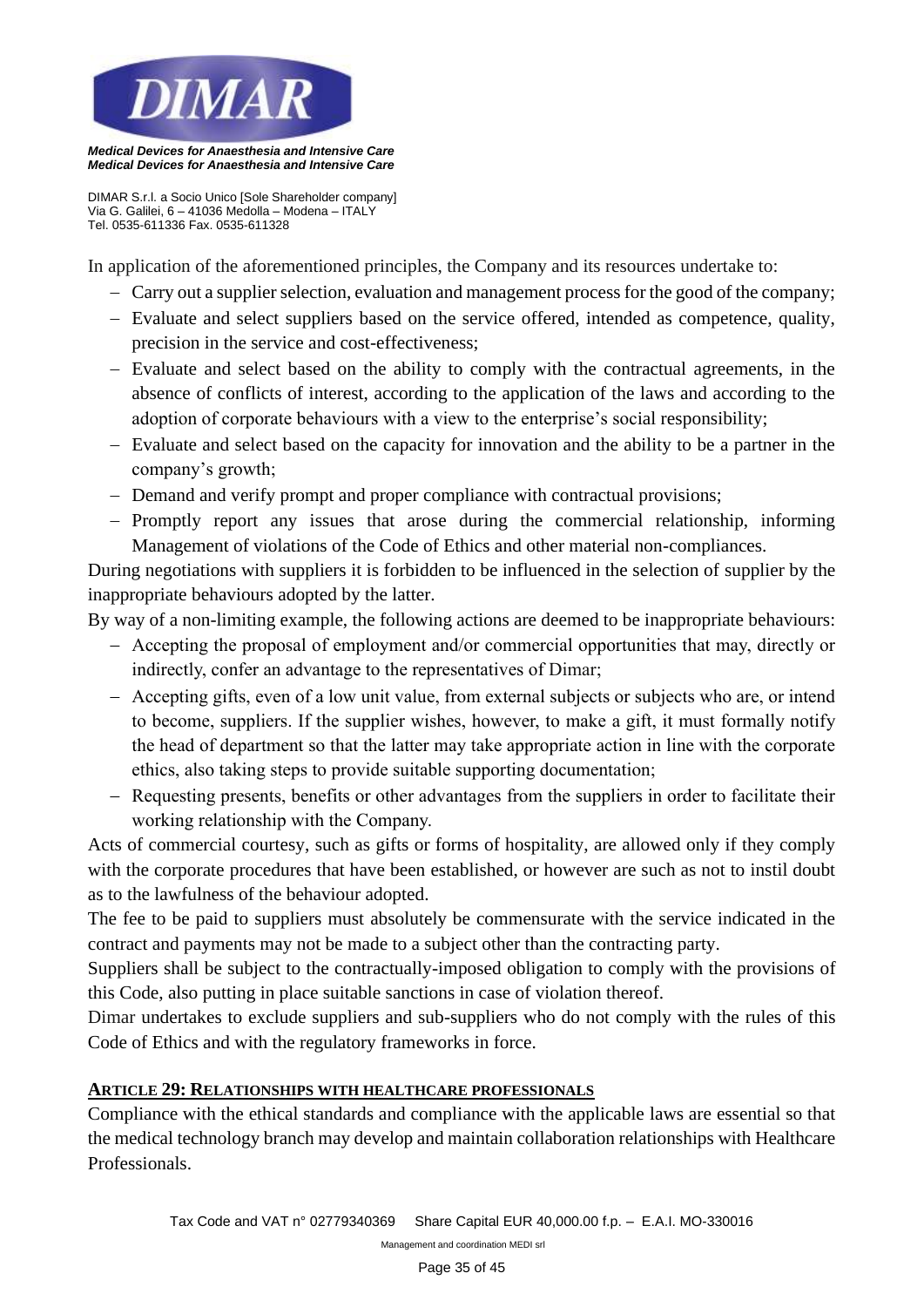In application of the aforementioned principles, the Company and its resources undertake to:

- Carry out a supplier selection, evaluation and management process for the good of the company;
- Evaluate and select suppliers based on the service offered, intended as competence, quality, precision in the service and cost-effectiveness;
- Evaluate and select based on the ability to comply with the contractual agreements, in the absence of conflicts of interest, according to the application of the laws and according to the adoption of corporate behaviours with a view to the enterprise's social responsibility;
- Evaluate and select based on the capacity for innovation and the ability to be a partner in the company's growth;
- Demand and verify prompt and proper compliance with contractual provisions;
- Promptly report any issues that arose during the commercial relationship, informing Management of violations of the Code of Ethics and other material non-compliances.

During negotiations with suppliers it is forbidden to be influenced in the selection of supplier by the inappropriate behaviours adopted by the latter.

By way of a non-limiting example, the following actions are deemed to be inappropriate behaviours:

- Accepting the proposal of employment and/or commercial opportunities that may, directly or indirectly, confer an advantage to the representatives of Dimar;
- Accepting gifts, even of a low unit value, from external subjects or subjects who are, or intend to become, suppliers. If the supplier wishes, however, to make a gift, it must formally notify the head of department so that the latter may take appropriate action in line with the corporate ethics, also taking steps to provide suitable supporting documentation;
- Requesting presents, benefits or other advantages from the suppliers in order to facilitate their working relationship with the Company.

Acts of commercial courtesy, such as gifts or forms of hospitality, are allowed only if they comply with the corporate procedures that have been established, or however are such as not to instil doubt as to the lawfulness of the behaviour adopted.

The fee to be paid to suppliers must absolutely be commensurate with the service indicated in the contract and payments may not be made to a subject other than the contracting party.

Suppliers shall be subject to the contractually-imposed obligation to comply with the provisions of this Code, also putting in place suitable sanctions in case of violation thereof.

Dimar undertakes to exclude suppliers and sub-suppliers who do not comply with the rules of this Code of Ethics and with the regulatory frameworks in force.

## ARTICLE 29: RELATIONSHIPS WITH HEALTHCARE PROFESSIONALS

Compliance with the ethical standards and compliance with the applicable laws are essential so that the medical technology branch may develop and maintain collaboration relationships with Healthcare Professionals.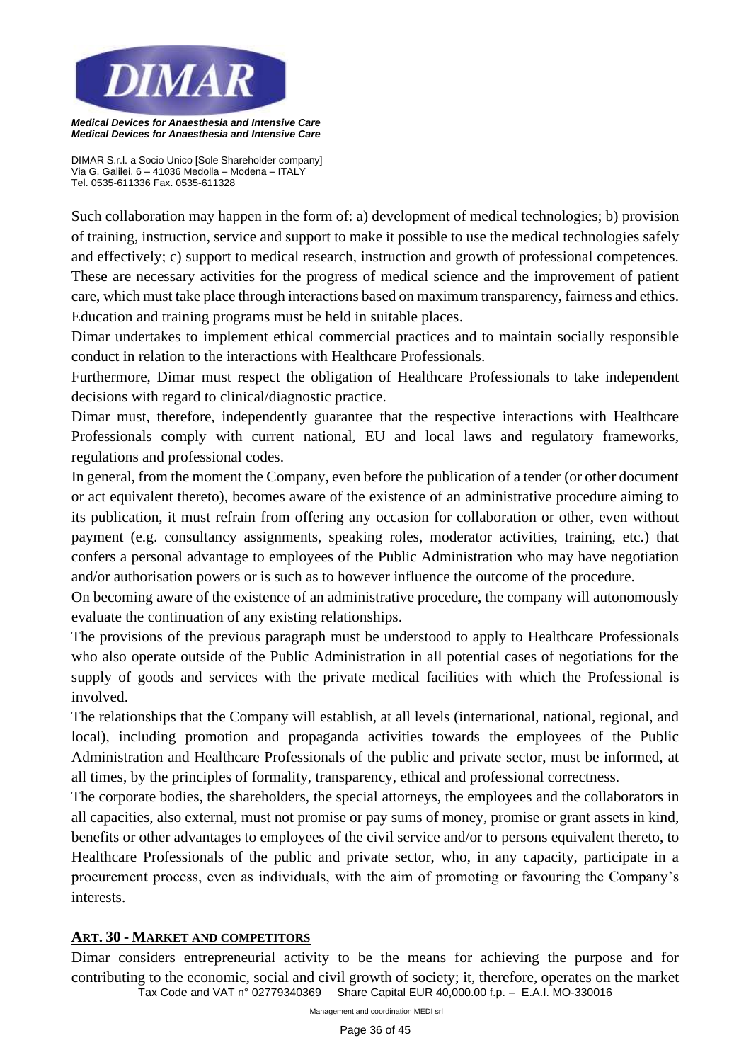Such collaboration may happen in the form of: a) development of medical technologies; b) provision of training, instruction, service and support to make it possible to use the medical technologies safely and effectively; c) support to medical research, instruction and growth of professional competences. These are necessary activities for the progress of medical science and the improvement of patient care, which must take place through interactions based on maximum transparency, fairness and ethics. Education and training programs must be held in suitable places.

Dimar undertakes to implement ethical commercial practices and to maintain socially responsible conduct in relation to the interactions with Healthcare Professionals.

Furthermore, Dimar must respect the obligation of Healthcare Professionals to take independent decisions with regard to clinical/diagnostic practice.

Dimar must, therefore, independently guarantee that the respective interactions with Healthcare Professionals comply with current national, EU and local laws and regulatory frameworks, regulations and professional codes.

In general, from the moment the Company, even before the publication of a tender (or other document or act equivalent thereto), becomes aware of the existence of an administrative procedure aiming to its publication, it must refrain from offering any occasion for collaboration or other, even without payment (e.g. consultancy assignments, speaking roles, moderator activities, training, etc.) that confers a personal advantage to employees of the Public Administration who may have negotiation and/or authorisation powers or is such as to however influence the outcome of the procedure.

On becoming aware of the existence of an administrative procedure, the company will autonomously evaluate the continuation of any existing relationships.

The provisions of the previous paragraph must be understood to apply to Healthcare Professionals who also operate outside of the Public Administration in all potential cases of negotiations for the supply of goods and services with the private medical facilities with which the Professional is involved.

The relationships that the Company will establish, at all levels (international, national, regional, and local), including promotion and propaganda activities towards the employees of the Public Administration and Healthcare Professionals of the public and private sector, must be informed, at all times, by the principles of formality, transparency, ethical and professional correctness.

The corporate bodies, the shareholders, the special attorneys, the employees and the collaborators in all capacities, also external, must not promise or pay sums of money, promise or grant assets in kind, benefits or other advantages to employees of the civil service and/or to persons equivalent thereto, to Healthcare Professionals of the public and private sector, who, in any capacity, participate in a procurement process, even as individuals, with the aim of promoting or favouring the Company's interests.

## ART. 30 - MARKET AND COMPETITORS

Dimar considers entrepreneurial activity to be the means for achieving the purpose and for contributing to the economic, social and civil growth of society; it, therefore, operates on the market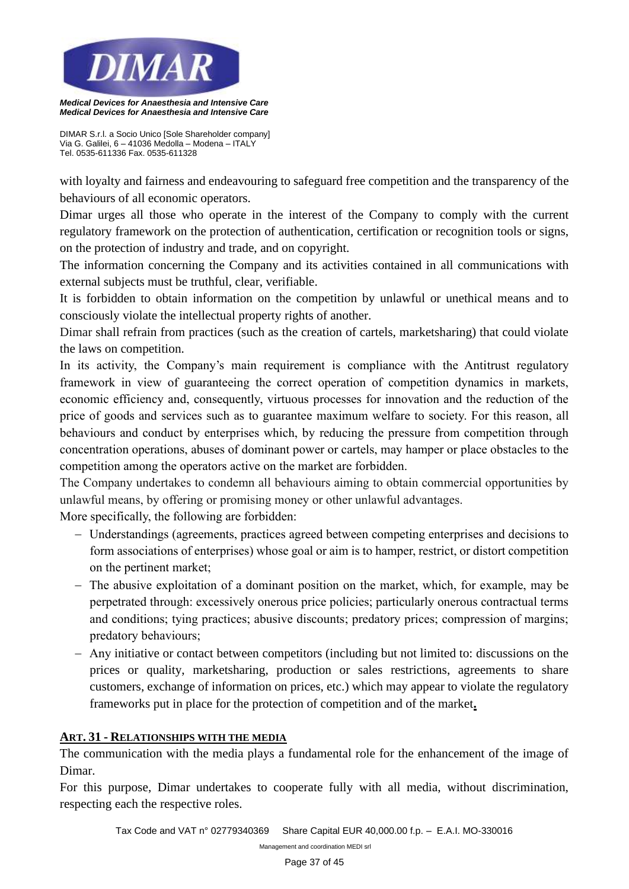with loyalty and fairness and endeavouring to safeguard free competition and the transparency of the behaviours of all economic operators.

Dimar urges all those who operate in the interest of the Company to comply with the current regulatory framework on the protection of authentication, certification or recognition tools or signs, on the protection of industry and trade, and on copyright.

The information concerning the Company and its activities contained in all communications with external subjects must be truthful, clear, verifiable.

It is forbidden to obtain information on the competition by unlawful or unethical means and to consciously violate the intellectual property rights of another.

Dimar shall refrain from practices (such as the creation of cartels, marketsharing) that could violate the laws on competition.

In its activity, the Company's main requirement is compliance with the Antitrust regulatory framework in view of guaranteeing the correct operation of competition dynamics in markets, economic efficiency and, consequently, virtuous processes for innovation and the reduction of the price of goods and services such as to guarantee maximum welfare to society. For this reason, all behaviours and conduct by enterprises which, by reducing the pressure from competition through concentration operations, abuses of dominant power or cartels, may hamper or place obstacles to the competition among the operators active on the market are forbidden.

The Company undertakes to condemn all behaviours aiming to obtain commercial opportunities by unlawful means, by offering or promising money or other unlawful advantages.

More specifically, the following are forbidden:

- Understandings (agreements, practices agreed between competing enterprises and decisions to form associations of enterprises) whose goal or aim is to hamper, restrict, or distort competition on the pertinent market;
- The abusive exploitation of a dominant position on the market, which, for example, may be perpetrated through: excessively onerous price policies; particularly onerous contractual terms and conditions; tying practices; abusive discounts; predatory prices; compression of margins; predatory behaviours;
- Any initiative or contact between competitors (including but not limited to: discussions on the prices or quality, marketsharing, production or sales restrictions, agreements to share customers, exchange of information on prices, etc.) which may appear to violate the regulatory frameworks put in place for the protection of competition and of the market.

## ART. 31 - RELATIONSHIPS WITH THE MEDIA

The communication with the media plays a fundamental role for the enhancement of the image of Dimar.

For this purpose, Dimar undertakes to cooperate fully with all media, without discrimination, respecting each the respective roles.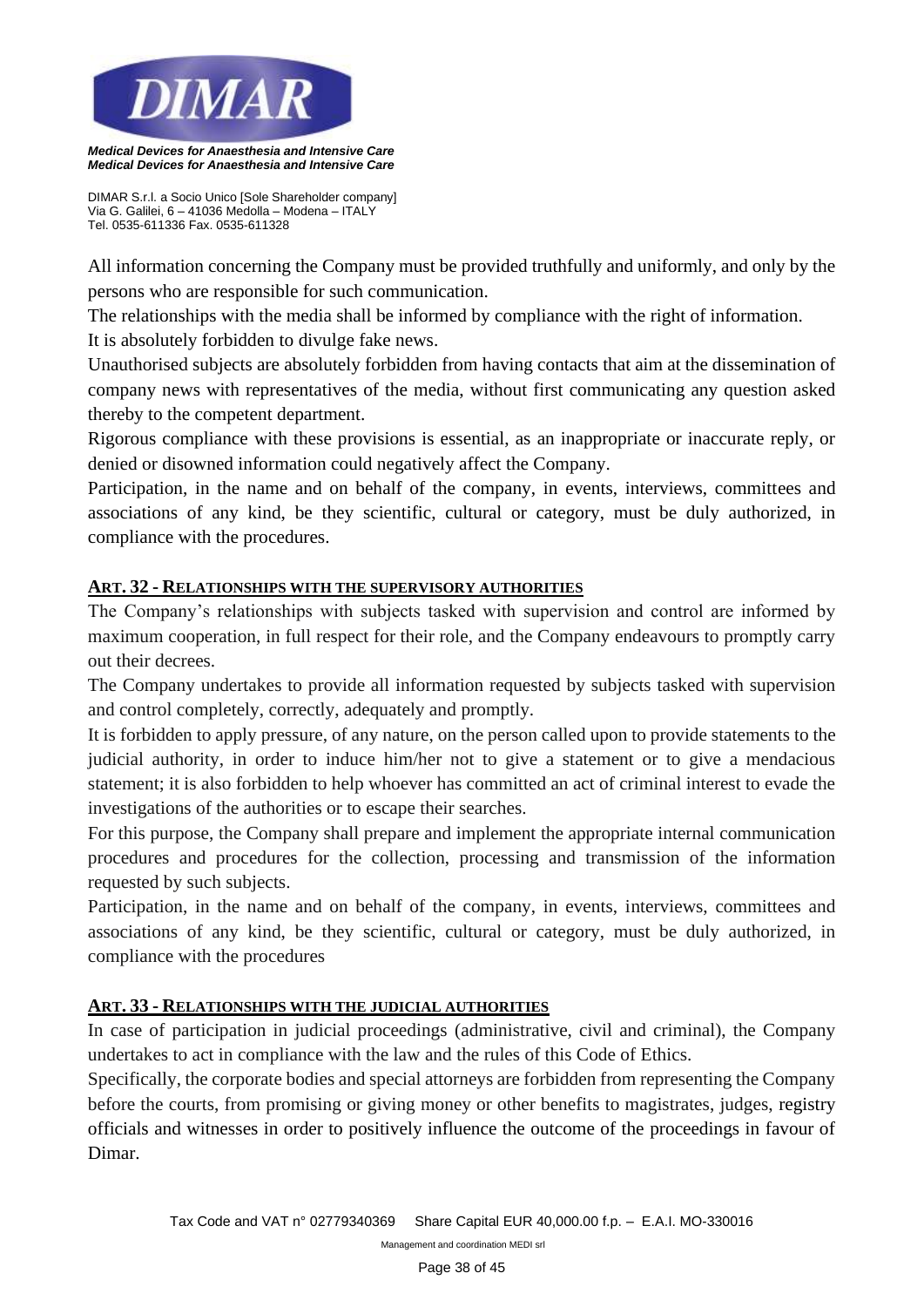All information concerning the Company must be provided truthfully and uniformly, and only by the persons who are responsible for such communication.

The relationships with the media shall be informed by compliance with the right of information.

It is absolutely forbidden to divulge fake news.

Unauthorised subjects are absolutely forbidden from having contacts that aim at the dissemination of company news with representatives of the media, without first communicating any question asked thereby to the competent department.

Rigorous compliance with these provisions is essential, as an inappropriate or inaccurate reply, or denied or disowned information could negatively affect the Company.

Participation, in the name and on behalf of the company, in events, interviews, committees and associations of any kind, be they scientific, cultural or category, must be duly authorized, in compliance with the procedures.

## ART. 32 - RELATIONSHIPS WITH THE SUPERVISORY AUTHORITIES

The Company's relationships with subjects tasked with supervision and control are informed by maximum cooperation, in full respect for their role, and the Company endeavours to promptly carry out their decrees.

The Company undertakes to provide all information requested by subjects tasked with supervision and control completely, correctly, adequately and promptly.

It is forbidden to apply pressure, of any nature, on the person called upon to provide statements to the judicial authority, in order to induce him/her not to give a statement or to give a mendacious statement; it is also forbidden to help whoever has committed an act of criminal interest to evade the investigations of the authorities or to escape their searches.

For this purpose, the Company shall prepare and implement the appropriate internal communication procedures and procedures for the collection, processing and transmission of the information requested by such subjects.

Participation, in the name and on behalf of the company, in events, interviews, committees and associations of any kind, be they scientific, cultural or category, must be duly authorized, in compliance with the procedures

## ART. 33 - RELATIONSHIPS WITH THE JUDICIAL AUTHORITIES

In case of participation in judicial proceedings (administrative, civil and criminal), the Company undertakes to act in compliance with the law and the rules of this Code of Ethics.

Specifically, the corporate bodies and special attorneys are forbidden from representing the Company before the courts, from promising or giving money or other benefits to magistrates, judges, registry officials and witnesses in order to positively influence the outcome of the proceedings in favour of Dimar.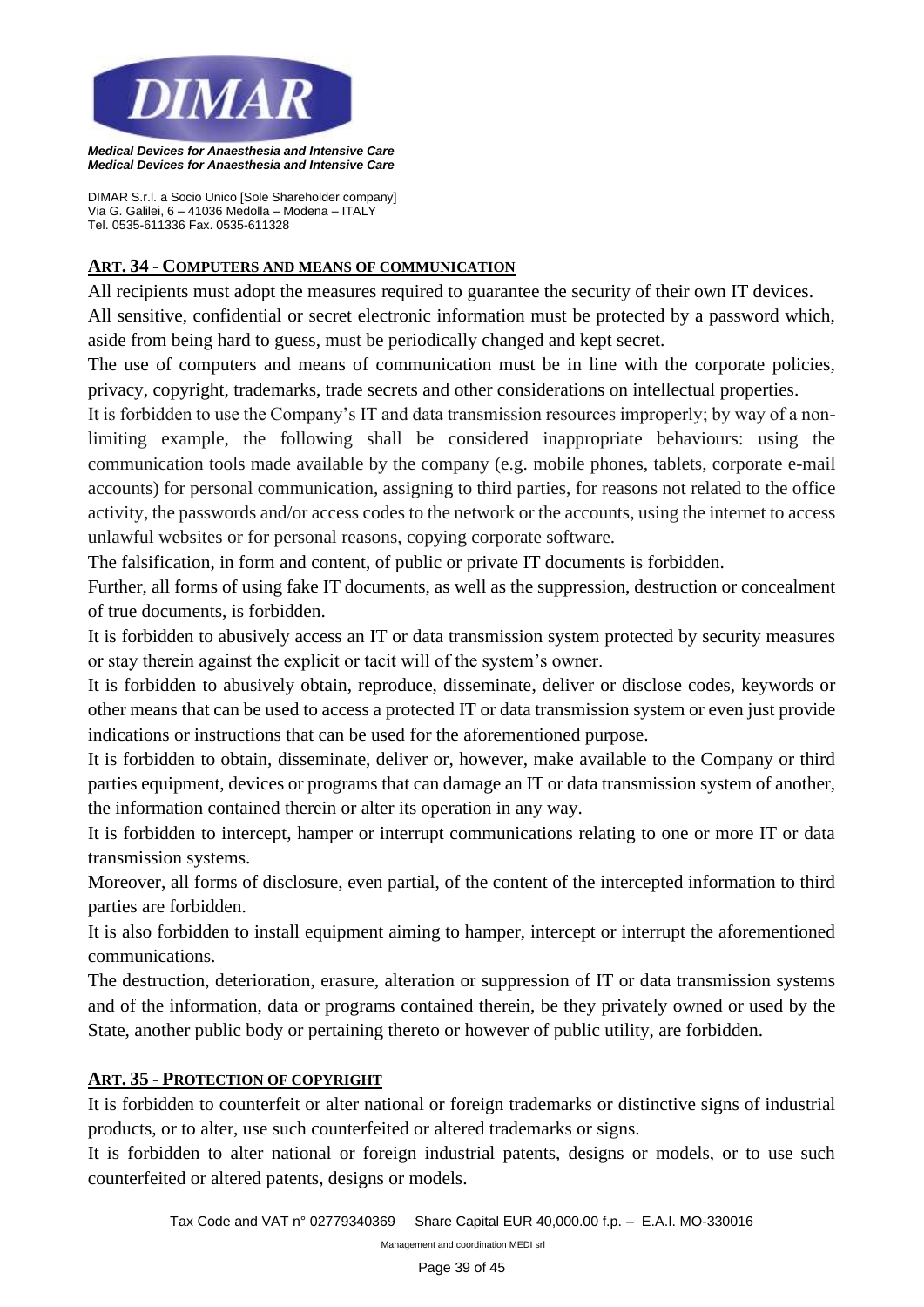## ART. 34 - COMPUTERS AND MEANS OF COMMUNICATION

All recipients must adopt the measures required to guarantee the security of their own IT devices.

All sensitive, confidential or secret electronic information must be protected by a password which, aside from being hard to guess, must be periodically changed and kept secret.

The use of computers and means of communication must be in line with the corporate policies, privacy, copyright, trademarks, trade secrets and other considerations on intellectual properties.

It is forbidden to use the Company's IT and data transmission resources improperly; by way of a non-limiting example, the following shall be considered inappropriate behaviours: using the communication tools made available by the company (e.g. mobile phones, tablets, corporate e-mail accounts) for personal communication, assigning to third parties, for reasons not related to the office activity, the passwords and/or access codes to the network or the accounts, using the internet to access unlawful websites or for personal reasons, copying corporate software.

The falsification, in form and content, of public or private IT documents is forbidden.

Further, all forms of using fake IT documents, as well as the suppression, destruction or concealment of true documents, is forbidden.

It is forbidden to abusively access an IT or data transmission system protected by security measures or stay therein against the explicit or tacit will of the system's owner.

It is forbidden to abusively obtain, reproduce, disseminate, deliver or disclose codes, keywords or other means that can be used to access a protected IT or data transmission system or even just provide indications or instructions that can be used for the aforementioned purpose.

It is forbidden to obtain, disseminate, deliver or, however, make available to the Company or third parties equipment, devices or programs that can damage an IT or data transmission system of another, the information contained therein or alter its operation in any way.

It is forbidden to intercept, hamper or interrupt communications relating to one or more IT or data transmission systems.

Moreover, all forms of disclosure, even partial, of the content of the intercepted information to third parties are forbidden.

It is also forbidden to install equipment aiming to hamper, intercept or interrupt the aforementioned communications.

The destruction, deterioration, erasure, alteration or suppression of IT or data transmission systems and of the information, data or programs contained therein, be they privately owned or used by the State, another public body or pertaining thereto or however of public utility, are forbidden.

## ART. 35 - PROTECTION OF COPYRIGHT

It is forbidden to counterfeit or alter national or foreign trademarks or distinctive signs of industrial products, or to alter, use such counterfeited or altered trademarks or signs.

It is forbidden to alter national or foreign industrial patents, designs or models, or to use such counterfeited or altered patents, designs or models.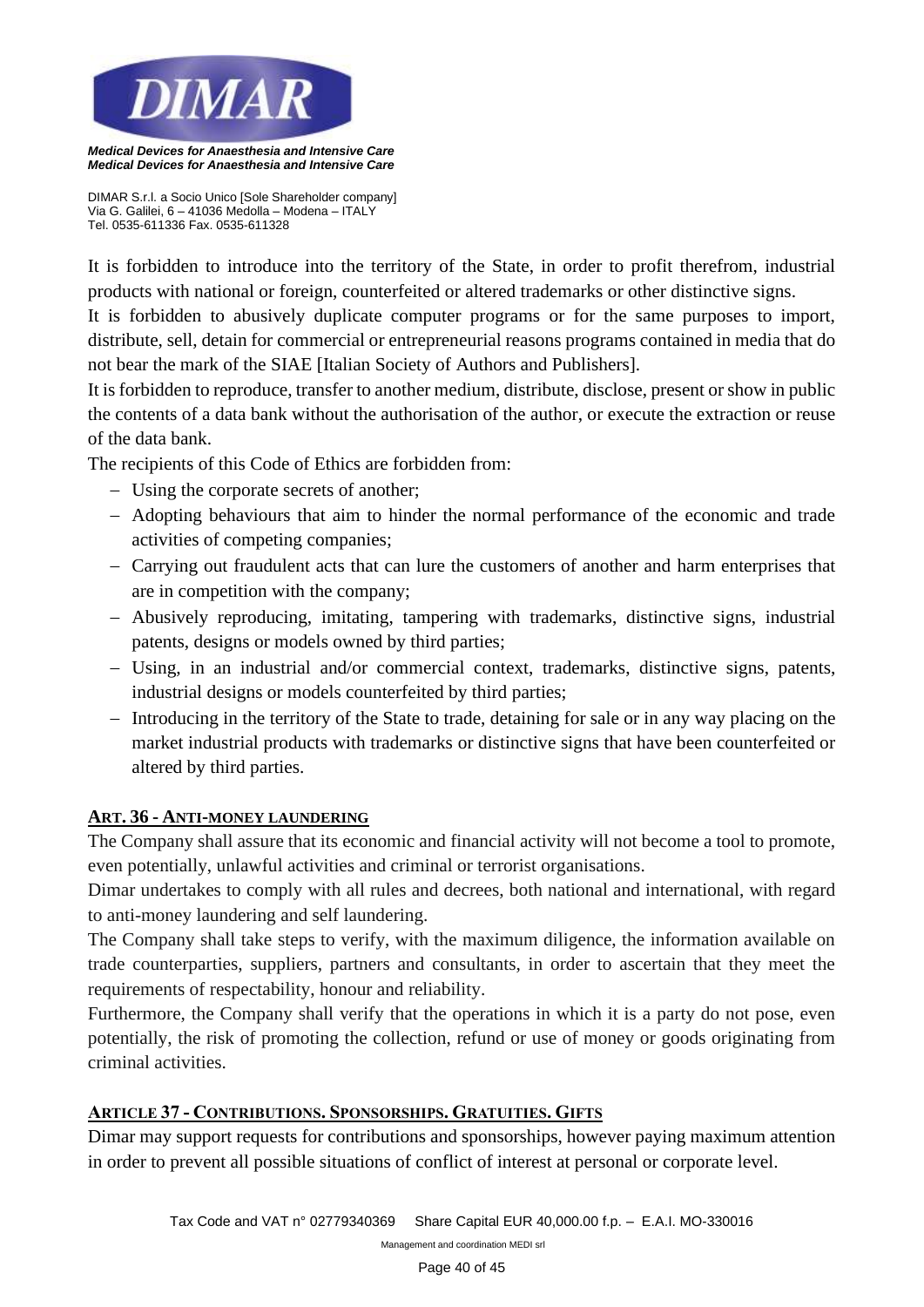It is forbidden to introduce into the territory of the State, in order to profit therefrom, industrial products with national or foreign, counterfeited or altered trademarks or other distinctive signs.

It is forbidden to abusively duplicate computer programs or for the same purposes to import, distribute, sell, detain for commercial or entrepreneurial reasons programs contained in media that do not bear the mark of the SIAE [Italian Society of Authors and Publishers].

It is forbidden to reproduce, transfer to another medium, distribute, disclose, present or show in public the contents of a data bank without the authorisation of the author, or execute the extraction or reuse of the data bank.

The recipients of this Code of Ethics are forbidden from:

- Using the corporate secrets of another;
- Adopting behaviours that aim to hinder the normal performance of the economic and trade activities of competing companies;
- Carrying out fraudulent acts that can lure the customers of another and harm enterprises that are in competition with the company;
- Abusively reproducing, imitating, tampering with trademarks, distinctive signs, industrial patents, designs or models owned by third parties;
- Using, in an industrial and/or commercial context, trademarks, distinctive signs, patents, industrial designs or models counterfeited by third parties;
- Introducing in the territory of the State to trade, detaining for sale or in any way placing on the market industrial products with trademarks or distinctive signs that have been counterfeited or altered by third parties.

## ART. 36 - ANTI-MONEY LAUNDERING

The Company shall assure that its economic and financial activity will not become a tool to promote, even potentially, unlawful activities and criminal or terrorist organisations.

Dimar undertakes to comply with all rules and decrees, both national and international, with regard to anti-money laundering and self laundering.

The Company shall take steps to verify, with the maximum diligence, the information available on trade counterparties, suppliers, partners and consultants, in order to ascertain that they meet the requirements of respectability, honour and reliability.

Furthermore, the Company shall verify that the operations in which it is a party do not pose, even potentially, the risk of promoting the collection, refund or use of money or goods originating from criminal activities.

## ARTICLE 37 - CONTRIBUTIONS. SPONSORSHIPS. GRATUITIES. GIFTS

Dimar may support requests for contributions and sponsorships, however paying maximum attention in order to prevent all possible situations of conflict of interest at personal or corporate level.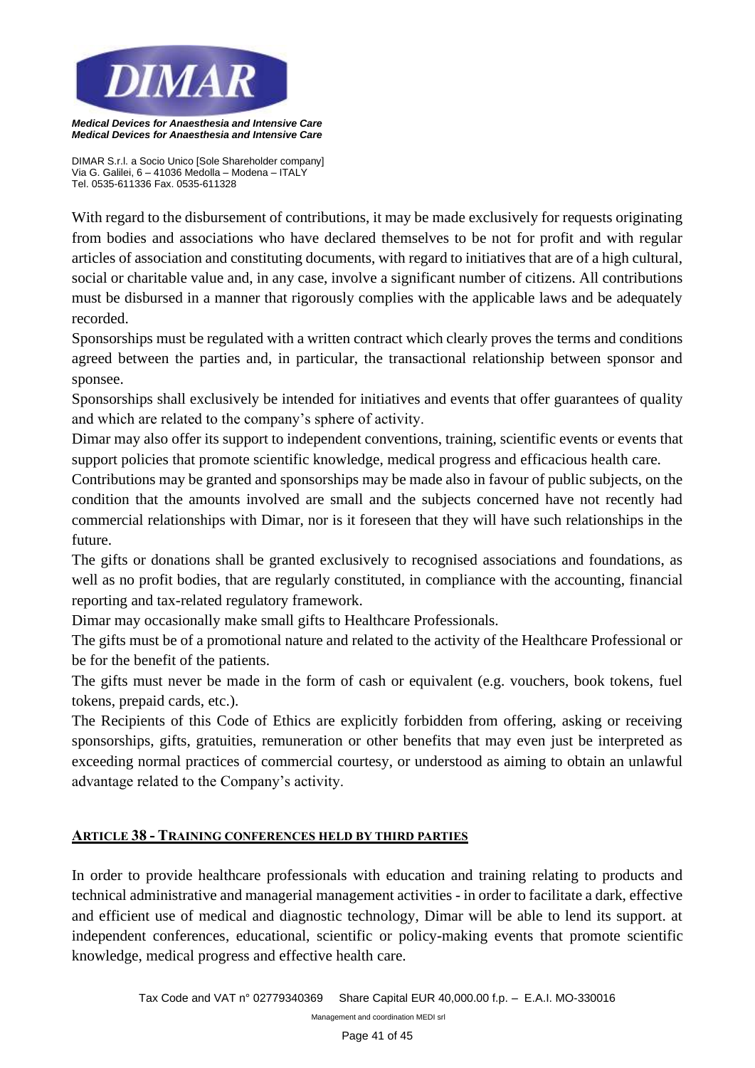With regard to the disbursement of contributions, it may be made exclusively for requests originating from bodies and associations who have declared themselves to be not for profit and with regular articles of association and constituting documents, with regard to initiatives that are of a high cultural, social or charitable value and, in any case, involve a significant number of citizens. All contributions must be disbursed in a manner that rigorously complies with the applicable laws and be adequately recorded.

Sponsorships must be regulated with a written contract which clearly proves the terms and conditions agreed between the parties and, in particular, the transactional relationship between sponsor and sponsee.

Sponsorships shall exclusively be intended for initiatives and events that offer guarantees of quality and which are related to the company's sphere of activity.

Dimar may also offer its support to independent conventions, training, scientific events or events that support policies that promote scientific knowledge, medical progress and efficacious health care.

Contributions may be granted and sponsorships may be made also in favour of public subjects, on the condition that the amounts involved are small and the subjects concerned have not recently had commercial relationships with Dimar, nor is it foreseen that they will have such relationships in the future.

The gifts or donations shall be granted exclusively to recognised associations and foundations, as well as no profit bodies, that are regularly constituted, in compliance with the accounting, financial reporting and tax-related regulatory framework.

Dimar may occasionally make small gifts to Healthcare Professionals.

The gifts must be of a promotional nature and related to the activity of the Healthcare Professional or be for the benefit of the patients.

The gifts must never be made in the form of cash or equivalent (e.g. vouchers, book tokens, fuel tokens, prepaid cards, etc.).

The Recipients of this Code of Ethics are explicitly forbidden from offering, asking or receiving sponsorships, gifts, gratuities, remuneration or other benefits that may even just be interpreted as exceeding normal practices of commercial courtesy, or understood as aiming to obtain an unlawful advantage related to the Company's activity.

## ARTICLE 38 - TRAINING CONFERENCES HELD BY THIRD PARTIES

In order to provide healthcare professionals with education and training relating to products and technical administrative and managerial management activities - in order to facilitate a dark, effective and efficient use of medical and diagnostic technology, Dimar will be able to lend its support. at independent conferences, educational, scientific or policy-making events that promote scientific knowledge, medical progress and effective health care.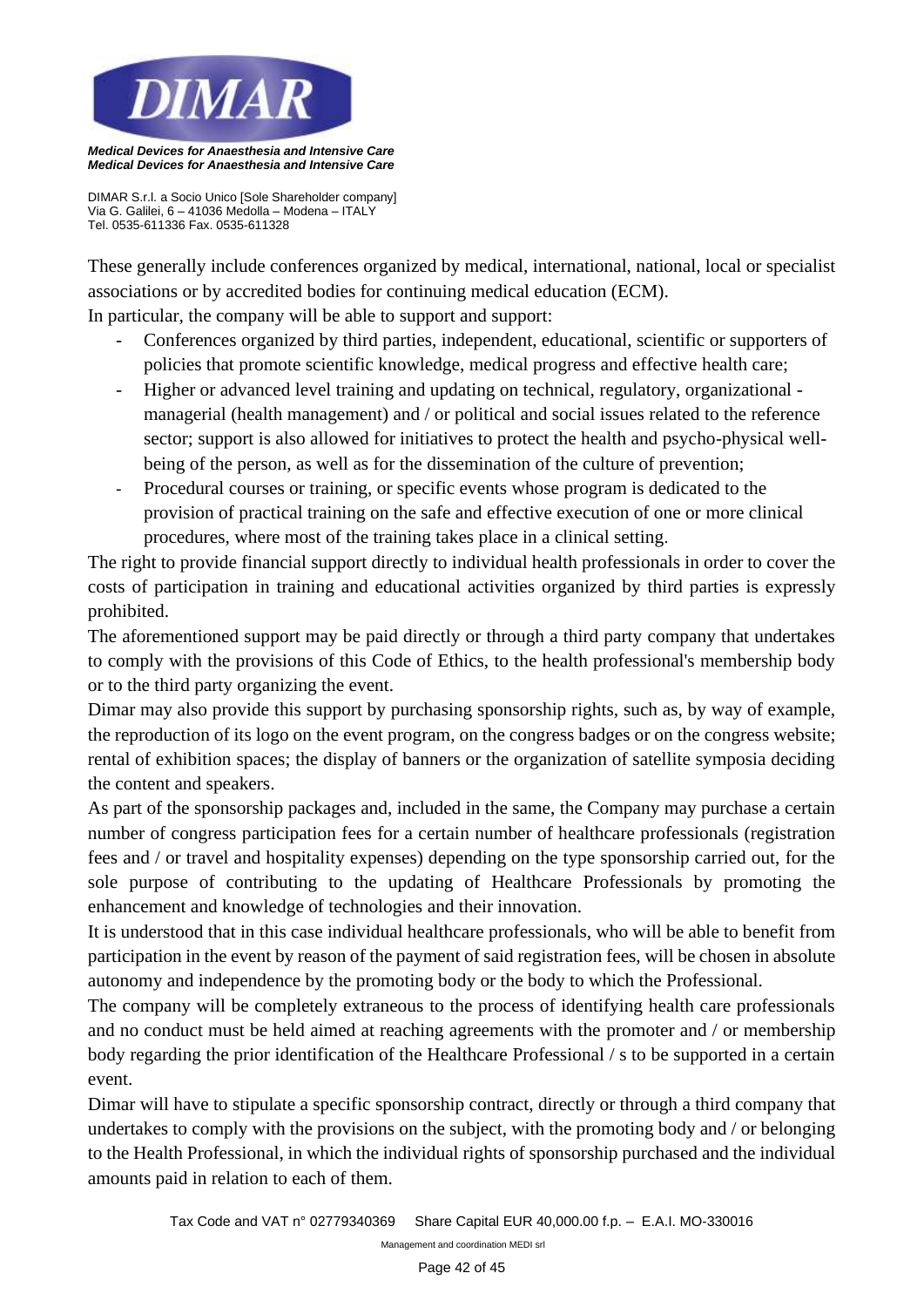These generally include conferences organized by medical, international, national, local or specialist associations or by accredited bodies for continuing medical education (ECM).

In particular, the company will be able to support and support:

- Conferences organized by third parties, independent, educational, scientific or supporters of policies that promote scientific knowledge, medical progress and effective health care;
- Higher or advanced level training and updating on technical, regulatory, organizational - managerial (health management) and / or political and social issues related to the reference sector; support is also allowed for initiatives to protect the health and psycho-physical well-being of the person, as well as for the dissemination of the culture of prevention;
- Procedural courses or training, or specific events whose program is dedicated to the provision of practical training on the safe and effective execution of one or more clinical procedures, where most of the training takes place in a clinical setting.

The right to provide financial support directly to individual health professionals in order to cover the costs of participation in training and educational activities organized by third parties is expressly prohibited.

The aforementioned support may be paid directly or through a third party company that undertakes to comply with the provisions of this Code of Ethics, to the health professional's membership body or to the third party organizing the event.

Dimar may also provide this support by purchasing sponsorship rights, such as, by way of example, the reproduction of its logo on the event program, on the congress badges or on the congress website; rental of exhibition spaces; the display of banners or the organization of satellite symposia deciding the content and speakers.

As part of the sponsorship packages and, included in the same, the Company may purchase a certain number of congress participation fees for a certain number of healthcare professionals (registration fees and / or travel and hospitality expenses) depending on the type sponsorship carried out, for the sole purpose of contributing to the updating of Healthcare Professionals by promoting the enhancement and knowledge of technologies and their innovation.

It is understood that in this case individual healthcare professionals, who will be able to benefit from participation in the event by reason of the payment of said registration fees, will be chosen in absolute autonomy and independence by the promoting body or the body to which the Professional.

The company will be completely extraneous to the process of identifying health care professionals and no conduct must be held aimed at reaching agreements with the promoter and / or membership body regarding the prior identification of the Healthcare Professional / s to be supported in a certain event.

Dimar will have to stipulate a specific sponsorship contract, directly or through a third company that undertakes to comply with the provisions on the subject, with the promoting body and / or belonging to the Health Professional, in which the individual rights of sponsorship purchased and the individual amounts paid in relation to each of them.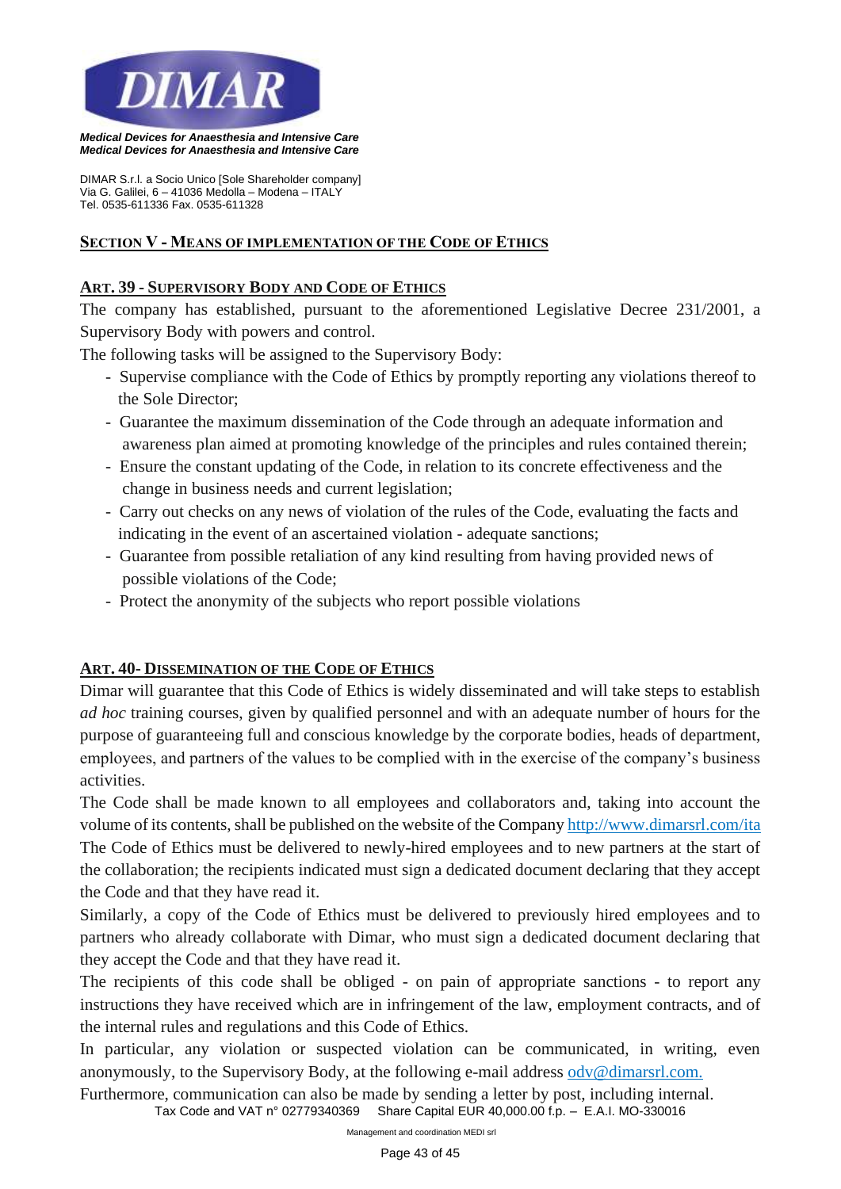## SECTION V - MEANS OF IMPLEMENTATION OF THE CODE OF ETHICS

### ART. 39 - SUPERVISORY BODY AND CODE OF ETHICS

The company has established, pursuant to the aforementioned Legislative Decree 231/2001, a Supervisory Body with powers and control.

The following tasks will be assigned to the Supervisory Body:

- Supervise compliance with the Code of Ethics by promptly reporting any violations thereof to the Sole Director;
- Guarantee the maximum dissemination of the Code through an adequate information and awareness plan aimed at promoting knowledge of the principles and rules contained therein;
- Ensure the constant updating of the Code, in relation to its concrete effectiveness and the change in business needs and current legislation;
- Carry out checks on any news of violation of the rules of the Code, evaluating the facts and indicating in the event of an ascertained violation - adequate sanctions;
- Guarantee from possible retaliation of any kind resulting from having provided news of possible violations of the Code;
- Protect the anonymity of the subjects who report possible violations

### ART. 40- DISSEMINATION OF THE CODE OF ETHICS

Dimar will guarantee that this Code of Ethics is widely disseminated and will take steps to establish *ad hoc* training courses, given by qualified personnel and with an adequate number of hours for the purpose of guaranteeing full and conscious knowledge by the corporate bodies, heads of department, employees, and partners of the values to be complied with in the exercise of the company's business activities.

The Code shall be made known to all employees and collaborators and, taking into account the volume of its contents, shall be published on the website of the Company http://www.dimarsrl.com/ita

The Code of Ethics must be delivered to newly-hired employees and to new partners at the start of the collaboration; the recipients indicated must sign a dedicated document declaring that they accept the Code and that they have read it.

Similarly, a copy of the Code of Ethics must be delivered to previously hired employees and to partners who already collaborate with Dimar, who must sign a dedicated document declaring that they accept the Code and that they have read it.

The recipients of this code shall be obliged - on pain of appropriate sanctions - to report any instructions they have received which are in infringement of the law, employment contracts, and of the internal rules and regulations and this Code of Ethics.

In particular, any violation or suspected violation can be communicated, in writing, even anonymously, to the Supervisory Body, at the following e-mail address odv@dimarsrl.com.

Furthermore, communication can also be made by sending a letter by post, including internal.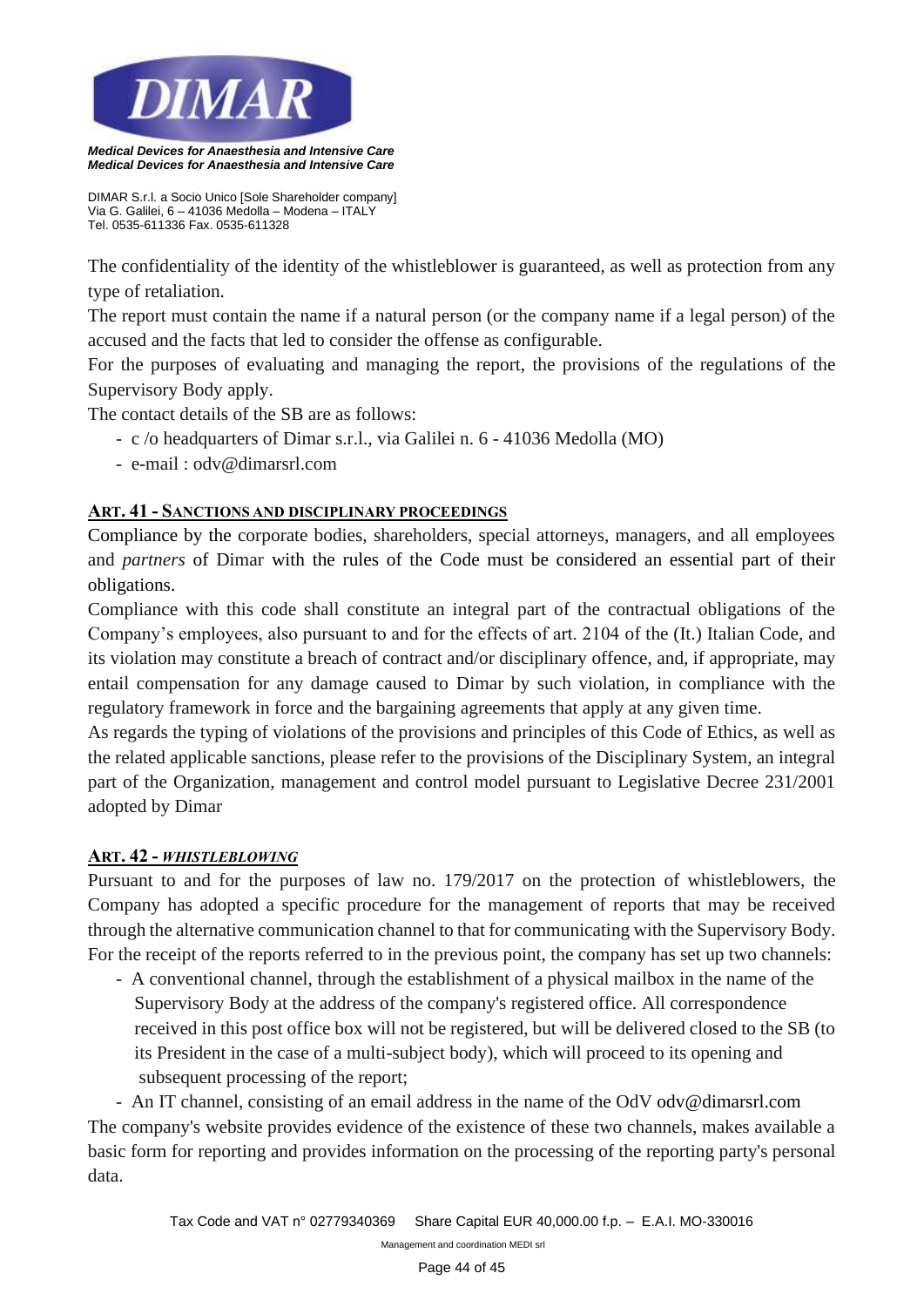The confidentiality of the identity of the whistleblower is guaranteed, as well as protection from any type of retaliation.

The report must contain the name if a natural person (or the company name if a legal person) of the accused and the facts that led to consider the offense as configurable.

For the purposes of evaluating and managing the report, the provisions of the regulations of the Supervisory Body apply.

The contact details of the SB are as follows:

- c /o headquarters of Dimar s.r.l., via Galilei n. 6 - 41036 Medolla (MO)
- e-mail : odv@dimarsrl.com

## ART. 41 - SANCTIONS AND DISCIPLINARY PROCEEDINGS

Compliance by the corporate bodies, shareholders, special attorneys, managers, and all employees and *partners* of Dimar with the rules of the Code must be considered an essential part of their obligations.

Compliance with this code shall constitute an integral part of the contractual obligations of the Company's employees, also pursuant to and for the effects of art. 2104 of the (It.) Italian Code, and its violation may constitute a breach of contract and/or disciplinary offence, and, if appropriate, may entail compensation for any damage caused to Dimar by such violation, in compliance with the regulatory framework in force and the bargaining agreements that apply at any given time.

As regards the typing of violations of the provisions and principles of this Code of Ethics, as well as the related applicable sanctions, please refer to the provisions of the Disciplinary System, an integral part of the Organization, management and control model pursuant to Legislative Decree 231/2001 adopted by Dimar

## ART. 42 - *WHISTLEBLOWING*

Pursuant to and for the purposes of law no. 179/2017 on the protection of whistleblowers, the Company has adopted a specific procedure for the management of reports that may be received through the alternative communication channel to that for communicating with the Supervisory Body.

For the receipt of the reports referred to in the previous point, the company has set up two channels:

- A conventional channel, through the establishment of a physical mailbox in the name of the Supervisory Body at the address of the company's registered office. All correspondence received in this post office box will not be registered, but will be delivered closed to the SB (to its President in the case of a multi-subject body), which will proceed to its opening and subsequent processing of the report;
- An IT channel, consisting of an email address in the name of the OdV odv@dimarsrl.com

The company's website provides evidence of the existence of these two channels, makes available a basic form for reporting and provides information on the processing of the reporting party's personal data.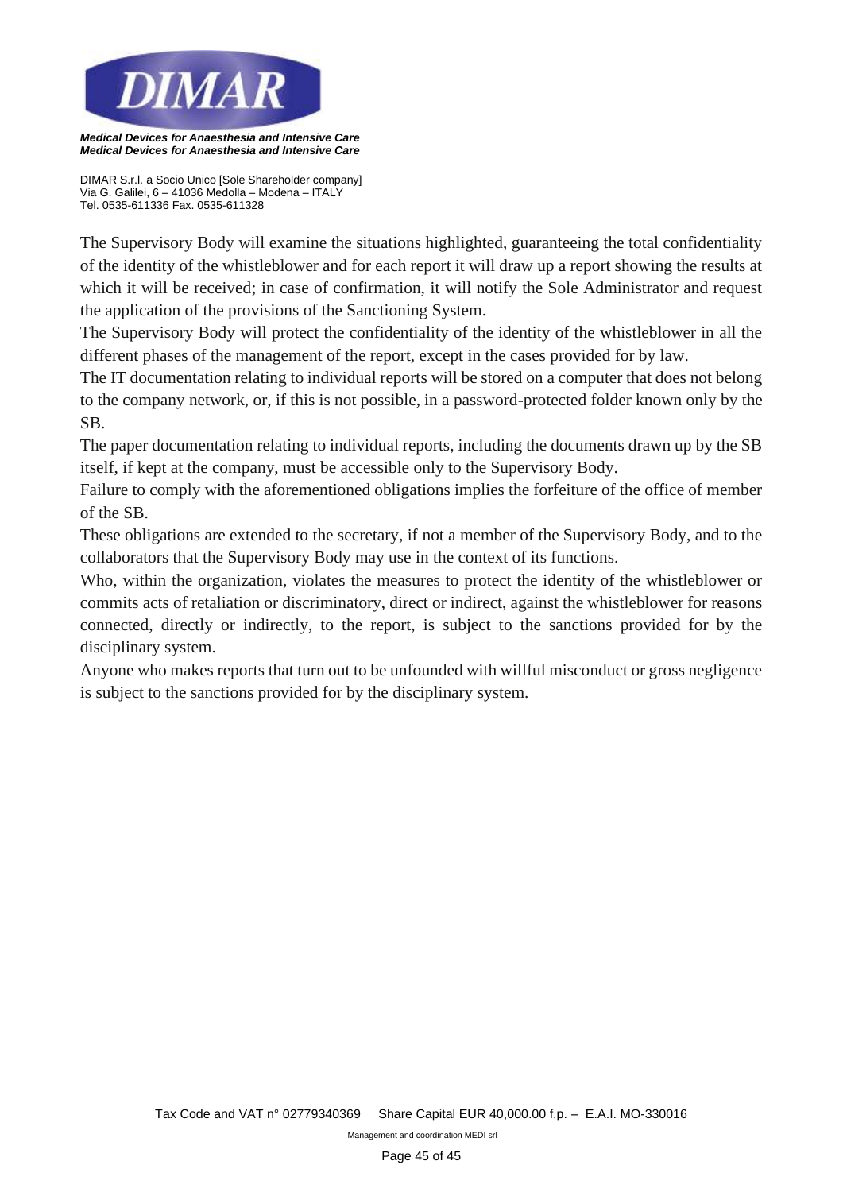The Supervisory Body will examine the situations highlighted, guaranteeing the total confidentiality of the identity of the whistleblower and for each report it will draw up a report showing the results at which it will be received; in case of confirmation, it will notify the Sole Administrator and request the application of the provisions of the Sanctioning System.

The Supervisory Body will protect the confidentiality of the identity of the whistleblower in all the different phases of the management of the report, except in the cases provided for by law.

The IT documentation relating to individual reports will be stored on a computer that does not belong to the company network, or, if this is not possible, in a password-protected folder known only by the SB.

The paper documentation relating to individual reports, including the documents drawn up by the SB itself, if kept at the company, must be accessible only to the Supervisory Body.

Failure to comply with the aforementioned obligations implies the forfeiture of the office of member of the SB.

These obligations are extended to the secretary, if not a member of the Supervisory Body, and to the collaborators that the Supervisory Body may use in the context of its functions.

Who, within the organization, violates the measures to protect the identity of the whistleblower or commits acts of retaliation or discriminatory, direct or indirect, against the whistleblower for reasons connected, directly or indirectly, to the report, is subject to the sanctions provided for by the disciplinary system.

Anyone who makes reports that turn out to be unfounded with willful misconduct or gross negligence is subject to the sanctions provided for by the disciplinary system.